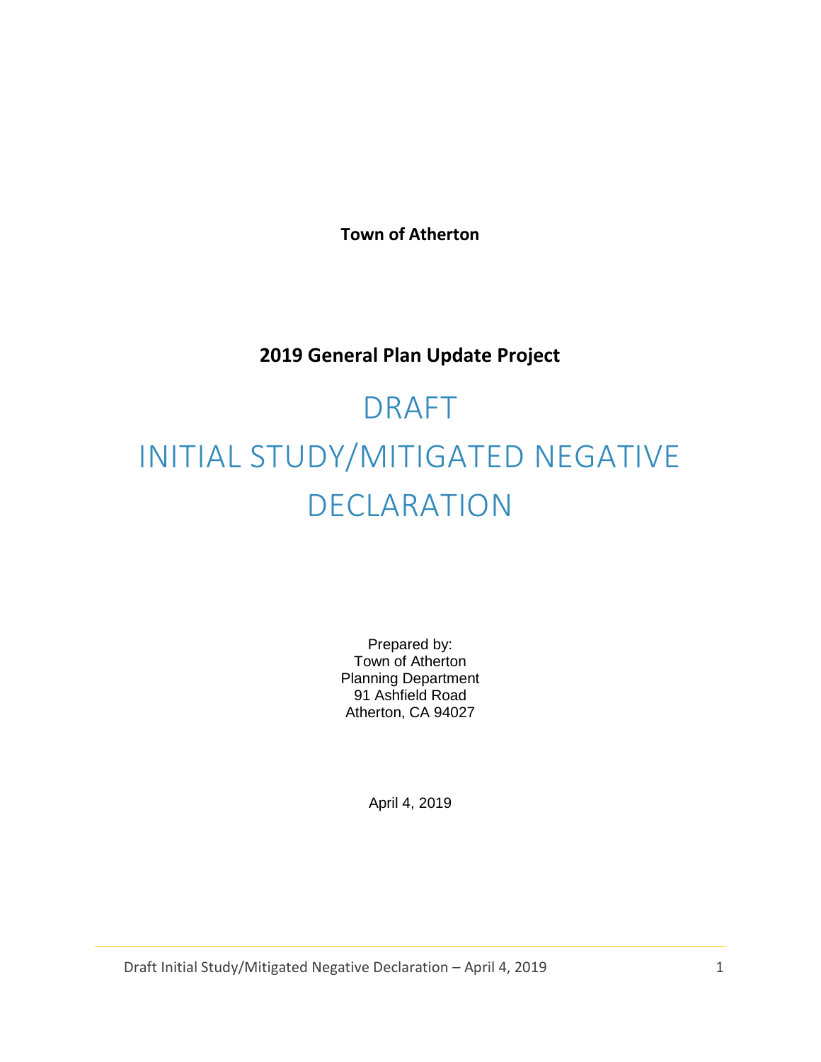**Town of Atherton**

**2019 General Plan Update Project**

# DRAFT
# INITIAL STUDY/MITIGATED NEGATIVE DECLARATION

Prepared by:
Town of Atherton
Planning Department
91 Ashfield Road
Atherton, CA 94027

April 4, 2019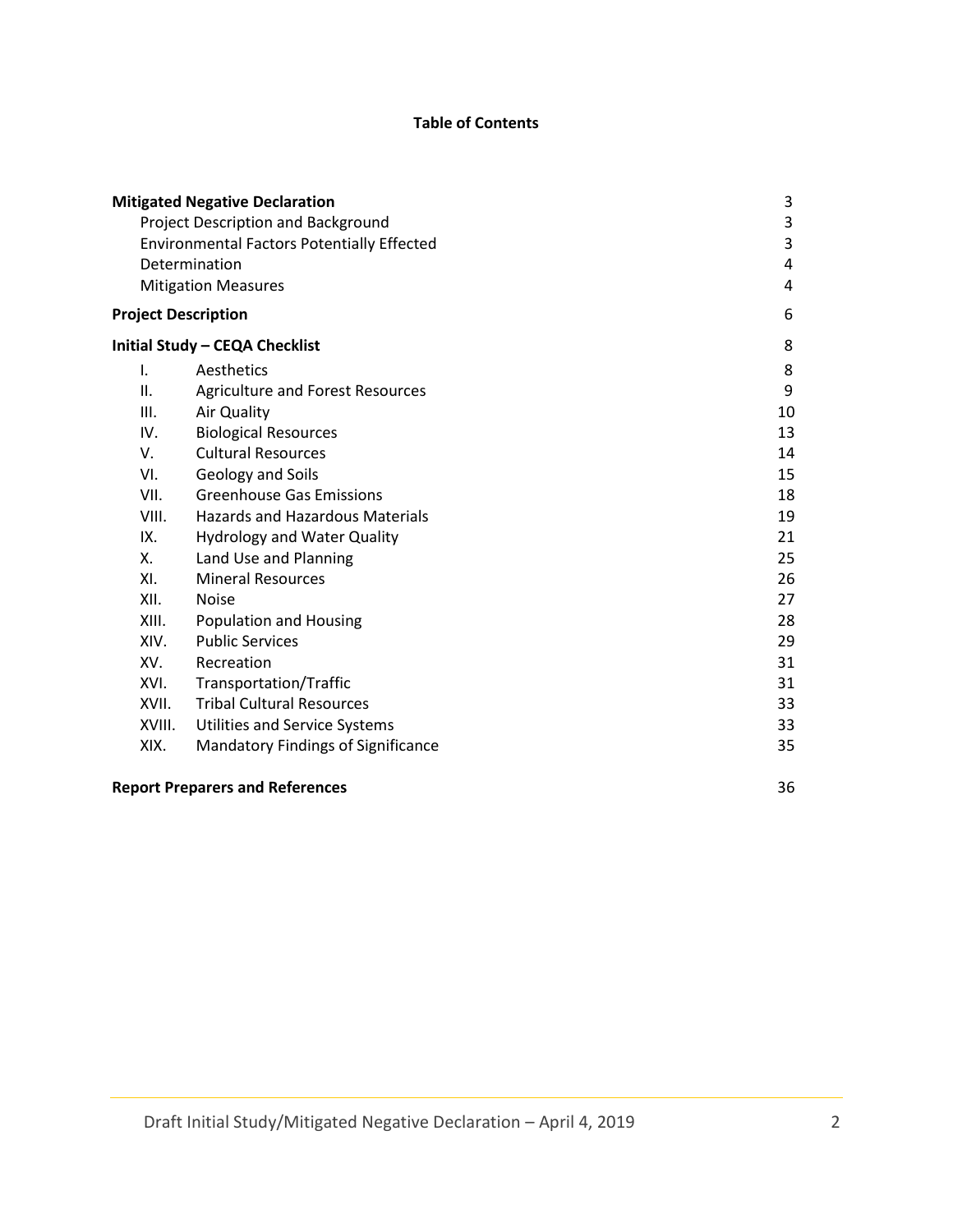# Table of Contents

| | | |
|---|---|---|
| **Mitigated Negative Declaration** | | 3 |
| Project Description and Background | | 3 |
| Environmental Factors Potentially Effected | | 3 |
| Determination | | 4 |
| Mitigation Measures | | 4 |
| **Project Description** | | 6 |
| **Initial Study – CEQA Checklist** | | 8 |
| I. | Aesthetics | 8 |
| II. | Agriculture and Forest Resources | 9 |
| III. | Air Quality | 10 |
| IV. | Biological Resources | 13 |
| V. | Cultural Resources | 14 |
| VI. | Geology and Soils | 15 |
| VII. | Greenhouse Gas Emissions | 18 |
| VIII. | Hazards and Hazardous Materials | 19 |
| IX. | Hydrology and Water Quality | 21 |
| X. | Land Use and Planning | 25 |
| XI. | Mineral Resources | 26 |
| XII. | Noise | 27 |
| XIII. | Population and Housing | 28 |
| XIV. | Public Services | 29 |
| XV. | Recreation | 31 |
| XVI. | Transportation/Traffic | 31 |
| XVII. | Tribal Cultural Resources | 33 |
| XVIII. | Utilities and Service Systems | 33 |
| XIX. | Mandatory Findings of Significance | 35 |
| **Report Preparers and References** | | 36 |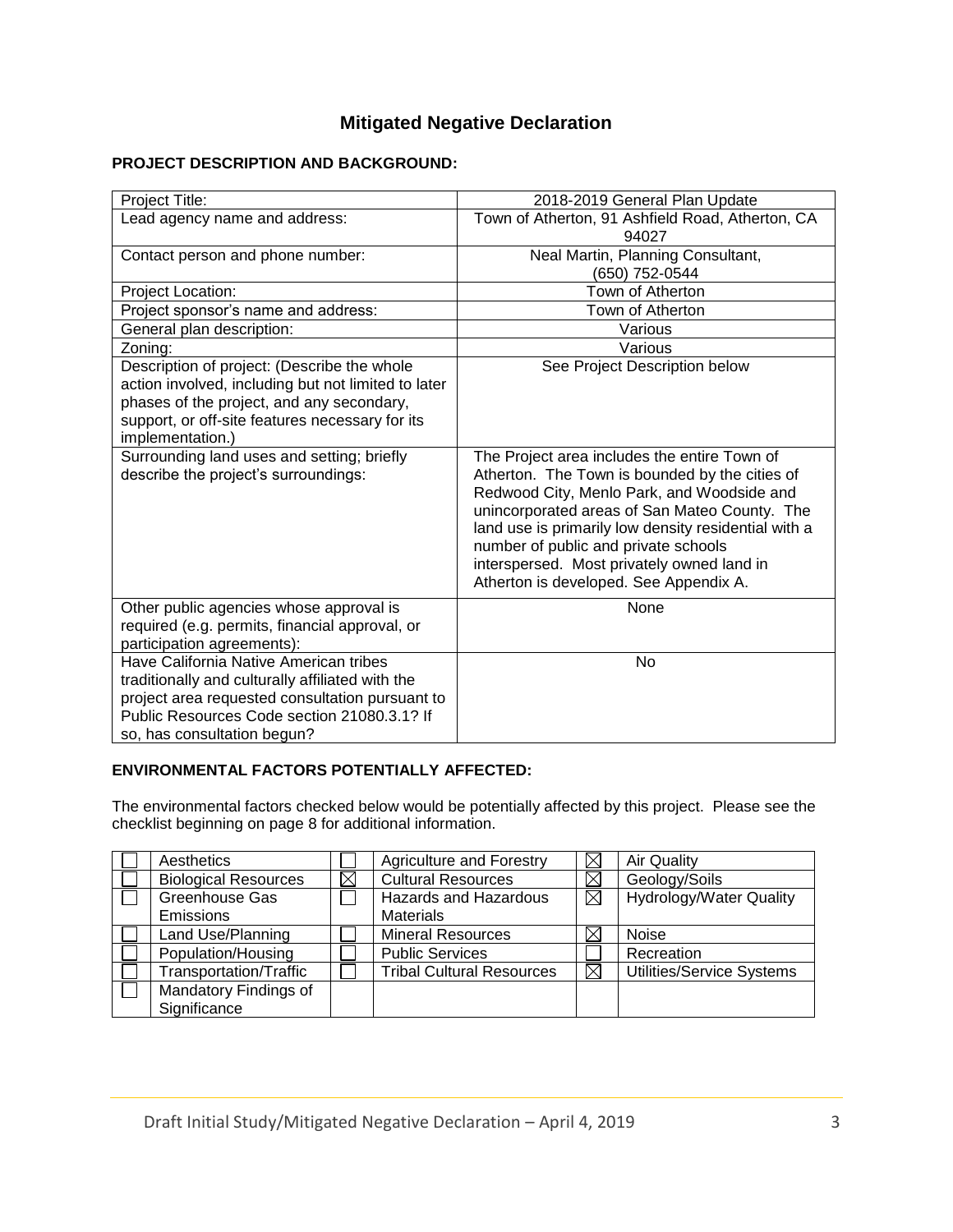# Mitigated Negative Declaration

## PROJECT DESCRIPTION AND BACKGROUND:

| | |
|---|---|
| Project Title: | 2018-2019 General Plan Update |
| Lead agency name and address: | Town of Atherton, 91 Ashfield Road, Atherton, CA 94027 |
| Contact person and phone number: | Neal Martin, Planning Consultant, (650) 752-0544 |
| Project Location: | Town of Atherton |
| Project sponsor's name and address: | Town of Atherton |
| General plan description: | Various |
| Zoning: | Various |
| Description of project: (Describe the whole action involved, including but not limited to later phases of the project, and any secondary, support, or off-site features necessary for its implementation.) | See Project Description below |
| Surrounding land uses and setting; briefly describe the project's surroundings: | The Project area includes the entire Town of Atherton. The Town is bounded by the cities of Redwood City, Menlo Park, and Woodside and unincorporated areas of San Mateo County. The land use is primarily low density residential with a number of public and private schools interspersed. Most privately owned land in Atherton is developed. See Appendix A. |
| Other public agencies whose approval is required (e.g. permits, financial approval, or participation agreements): | None |
| Have California Native American tribes traditionally and culturally affiliated with the project area requested consultation pursuant to Public Resources Code section 21080.3.1? If so, has consultation begun? | No |

## ENVIRONMENTAL FACTORS POTENTIALLY AFFECTED:

The environmental factors checked below would be potentially affected by this project. Please see the checklist beginning on page 8 for additional information.

| | | | | | |
|---|---|---|---|---|---|
| ☐ | Aesthetics | ☐ | Agriculture and Forestry | ☒ | Air Quality |
| ☐ | Biological Resources | ☒ | Cultural Resources | ☒ | Geology/Soils |
| ☐ | Greenhouse Gas Emissions | ☐ | Hazards and Hazardous Materials | ☒ | Hydrology/Water Quality |
| ☐ | Land Use/Planning | ☐ | Mineral Resources | ☒ | Noise |
| ☐ | Population/Housing | ☐ | Public Services | ☐ | Recreation |
| ☐ | Transportation/Traffic | ☐ | Tribal Cultural Resources | ☒ | Utilities/Service Systems |
| ☐ | Mandatory Findings of Significance | | | | |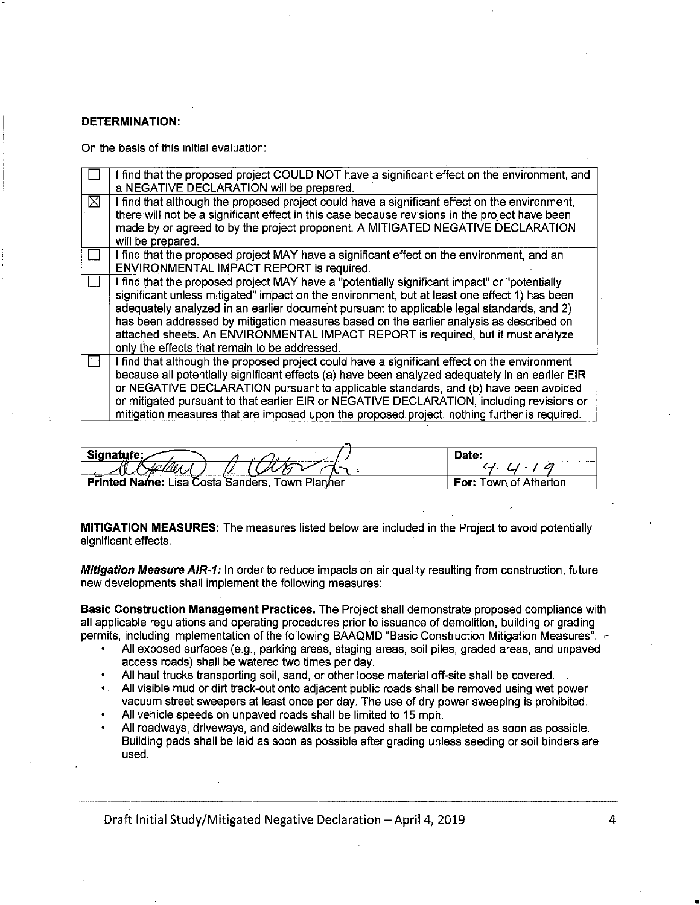**DETERMINATION:**

On the basis of this initial evaluation:

| | |
|---|---|
| ☐ | I find that the proposed project COULD NOT have a significant effect on the environment, and a NEGATIVE DECLARATION will be prepared. |
| ☒ | I find that although the proposed project could have a significant effect on the environment, there will not be a significant effect in this case because revisions in the project have been made by or agreed to by the project proponent. A MITIGATED NEGATIVE DECLARATION will be prepared. |
| ☐ | I find that the proposed project MAY have a significant effect on the environment, and an ENVIRONMENTAL IMPACT REPORT is required. |
| ☐ | I find that the proposed project MAY have a "potentially significant impact" or "potentially significant unless mitigated" impact on the environment, but at least one effect 1) has been adequately analyzed in an earlier document pursuant to applicable legal standards, and 2) has been addressed by mitigation measures based on the earlier analysis as described on attached sheets. An ENVIRONMENTAL IMPACT REPORT is required, but it must analyze only the effects that remain to be addressed. |
| ☐ | I find that although the proposed project could have a significant effect on the environment, because all potentially significant effects (a) have been analyzed adequately in an earlier EIR or NEGATIVE DECLARATION pursuant to applicable standards, and (b) have been avoided or mitigated pursuant to that earlier EIR or NEGATIVE DECLARATION, including revisions or mitigation measures that are imposed upon the proposed project, nothing further is required. |

| Signature: | Date: |
|---|---|
| [signature] | 4-4-19 |
| **Printed Name:** Lisa Costa Sanders, Town Planner | **For:** Town of Atherton |

**MITIGATION MEASURES:** The measures listed below are included in the Project to avoid potentially significant effects.

***Mitigation Measure AIR-1:*** In order to reduce impacts on air quality resulting from construction, future new developments shall implement the following measures:

**Basic Construction Management Practices.** The Project shall demonstrate proposed compliance with all applicable regulations and operating procedures prior to issuance of demolition, building or grading permits, including implementation of the following BAAQMD "Basic Construction Mitigation Measures".

- All exposed surfaces (e.g., parking areas, staging areas, soil piles, graded areas, and unpaved access roads) shall be watered two times per day.
- All haul trucks transporting soil, sand, or other loose material off-site shall be covered.
- All visible mud or dirt track-out onto adjacent public roads shall be removed using wet power vacuum street sweepers at least once per day. The use of dry power sweeping is prohibited.
- All vehicle speeds on unpaved roads shall be limited to 15 mph.
- All roadways, driveways, and sidewalks to be paved shall be completed as soon as possible. Building pads shall be laid as soon as possible after grading unless seeding or soil binders are used.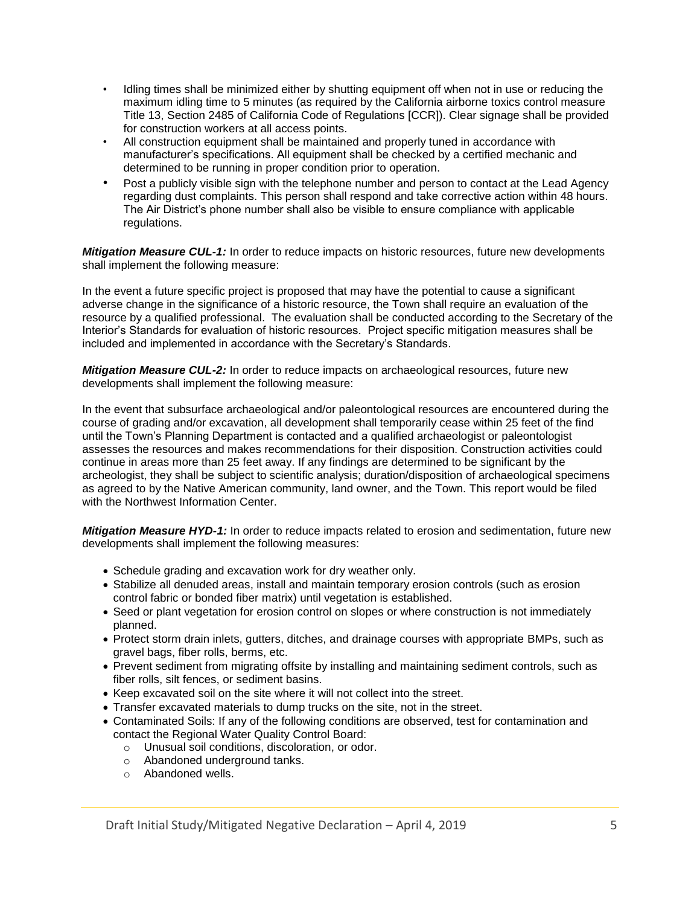- Idling times shall be minimized either by shutting equipment off when not in use or reducing the maximum idling time to 5 minutes (as required by the California airborne toxics control measure Title 13, Section 2485 of California Code of Regulations [CCR]). Clear signage shall be provided for construction workers at all access points.
- All construction equipment shall be maintained and properly tuned in accordance with manufacturer's specifications. All equipment shall be checked by a certified mechanic and determined to be running in proper condition prior to operation.
- Post a publicly visible sign with the telephone number and person to contact at the Lead Agency regarding dust complaints. This person shall respond and take corrective action within 48 hours. The Air District's phone number shall also be visible to ensure compliance with applicable regulations.

***Mitigation Measure CUL-1:*** In order to reduce impacts on historic resources, future new developments shall implement the following measure:

In the event a future specific project is proposed that may have the potential to cause a significant adverse change in the significance of a historic resource, the Town shall require an evaluation of the resource by a qualified professional. The evaluation shall be conducted according to the Secretary of the Interior's Standards for evaluation of historic resources. Project specific mitigation measures shall be included and implemented in accordance with the Secretary's Standards.

***Mitigation Measure CUL-2:*** In order to reduce impacts on archaeological resources, future new developments shall implement the following measure:

In the event that subsurface archaeological and/or paleontological resources are encountered during the course of grading and/or excavation, all development shall temporarily cease within 25 feet of the find until the Town's Planning Department is contacted and a qualified archaeologist or paleontologist assesses the resources and makes recommendations for their disposition. Construction activities could continue in areas more than 25 feet away. If any findings are determined to be significant by the archeologist, they shall be subject to scientific analysis; duration/disposition of archaeological specimens as agreed to by the Native American community, land owner, and the Town. This report would be filed with the Northwest Information Center.

***Mitigation Measure HYD-1:*** In order to reduce impacts related to erosion and sedimentation, future new developments shall implement the following measures:

- Schedule grading and excavation work for dry weather only.
- Stabilize all denuded areas, install and maintain temporary erosion controls (such as erosion control fabric or bonded fiber matrix) until vegetation is established.
- Seed or plant vegetation for erosion control on slopes or where construction is not immediately planned.
- Protect storm drain inlets, gutters, ditches, and drainage courses with appropriate BMPs, such as gravel bags, fiber rolls, berms, etc.
- Prevent sediment from migrating offsite by installing and maintaining sediment controls, such as fiber rolls, silt fences, or sediment basins.
- Keep excavated soil on the site where it will not collect into the street.
- Transfer excavated materials to dump trucks on the site, not in the street.
- Contaminated Soils: If any of the following conditions are observed, test for contamination and contact the Regional Water Quality Control Board:
  - Unusual soil conditions, discoloration, or odor.
  - Abandoned underground tanks.
  - Abandoned wells.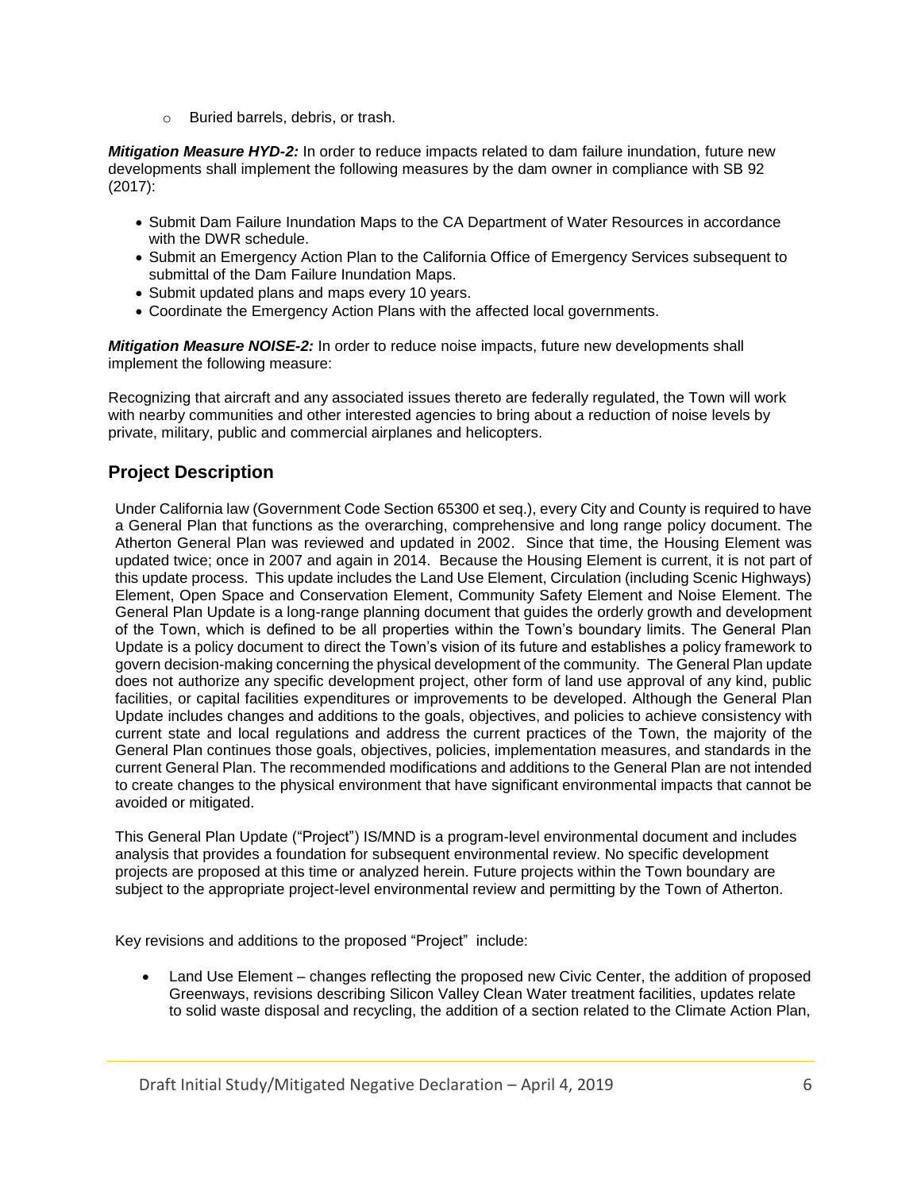- Buried barrels, debris, or trash.

***Mitigation Measure HYD-2:*** In order to reduce impacts related to dam failure inundation, future new developments shall implement the following measures by the dam owner in compliance with SB 92 (2017):

- Submit Dam Failure Inundation Maps to the CA Department of Water Resources in accordance with the DWR schedule.
- Submit an Emergency Action Plan to the California Office of Emergency Services subsequent to submittal of the Dam Failure Inundation Maps.
- Submit updated plans and maps every 10 years.
- Coordinate the Emergency Action Plans with the affected local governments.

***Mitigation Measure NOISE-2:*** In order to reduce noise impacts, future new developments shall implement the following measure:

Recognizing that aircraft and any associated issues thereto are federally regulated, the Town will work with nearby communities and other interested agencies to bring about a reduction of noise levels by private, military, public and commercial airplanes and helicopters.

## Project Description

Under California law (Government Code Section 65300 et seq.), every City and County is required to have a General Plan that functions as the overarching, comprehensive and long range policy document. The Atherton General Plan was reviewed and updated in 2002. Since that time, the Housing Element was updated twice; once in 2007 and again in 2014. Because the Housing Element is current, it is not part of this update process. This update includes the Land Use Element, Circulation (including Scenic Highways) Element, Open Space and Conservation Element, Community Safety Element and Noise Element. The General Plan Update is a long-range planning document that guides the orderly growth and development of the Town, which is defined to be all properties within the Town's boundary limits. The General Plan Update is a policy document to direct the Town's vision of its future and establishes a policy framework to govern decision-making concerning the physical development of the community. The General Plan update does not authorize any specific development project, other form of land use approval of any kind, public facilities, or capital facilities expenditures or improvements to be developed. Although the General Plan Update includes changes and additions to the goals, objectives, and policies to achieve consistency with current state and local regulations and address the current practices of the Town, the majority of the General Plan continues those goals, objectives, policies, implementation measures, and standards in the current General Plan. The recommended modifications and additions to the General Plan are not intended to create changes to the physical environment that have significant environmental impacts that cannot be avoided or mitigated.

This General Plan Update ("Project") IS/MND is a program-level environmental document and includes analysis that provides a foundation for subsequent environmental review. No specific development projects are proposed at this time or analyzed herein. Future projects within the Town boundary are subject to the appropriate project-level environmental review and permitting by the Town of Atherton.

Key revisions and additions to the proposed "Project" include:

- Land Use Element – changes reflecting the proposed new Civic Center, the addition of proposed Greenways, revisions describing Silicon Valley Clean Water treatment facilities, updates relate to solid waste disposal and recycling, the addition of a section related to the Climate Action Plan,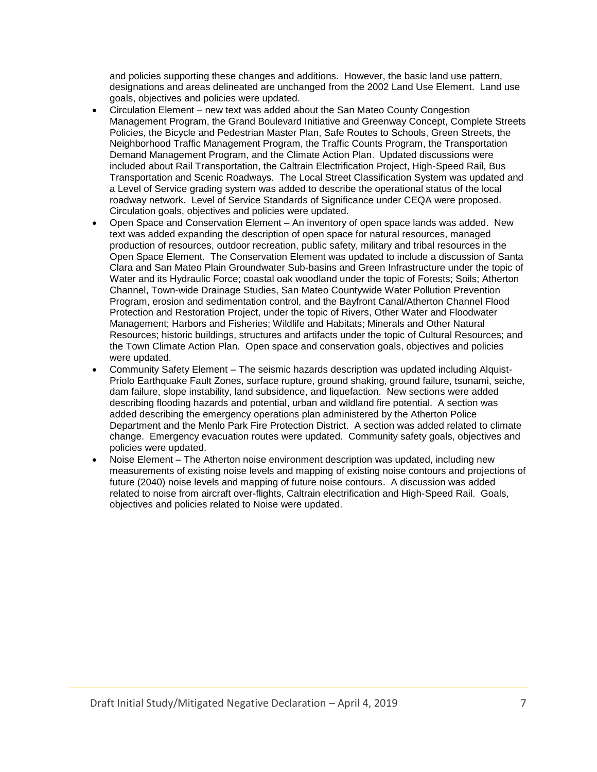and policies supporting these changes and additions. However, the basic land use pattern, designations and areas delineated are unchanged from the 2002 Land Use Element. Land use goals, objectives and policies were updated.

- Circulation Element – new text was added about the San Mateo County Congestion Management Program, the Grand Boulevard Initiative and Greenway Concept, Complete Streets Policies, the Bicycle and Pedestrian Master Plan, Safe Routes to Schools, Green Streets, the Neighborhood Traffic Management Program, the Traffic Counts Program, the Transportation Demand Management Program, and the Climate Action Plan. Updated discussions were included about Rail Transportation, the Caltrain Electrification Project, High-Speed Rail, Bus Transportation and Scenic Roadways. The Local Street Classification System was updated and a Level of Service grading system was added to describe the operational status of the local roadway network. Level of Service Standards of Significance under CEQA were proposed. Circulation goals, objectives and policies were updated.
- Open Space and Conservation Element – An inventory of open space lands was added. New text was added expanding the description of open space for natural resources, managed production of resources, outdoor recreation, public safety, military and tribal resources in the Open Space Element. The Conservation Element was updated to include a discussion of Santa Clara and San Mateo Plain Groundwater Sub-basins and Green Infrastructure under the topic of Water and its Hydraulic Force; coastal oak woodland under the topic of Forests; Soils; Atherton Channel, Town-wide Drainage Studies, San Mateo Countywide Water Pollution Prevention Program, erosion and sedimentation control, and the Bayfront Canal/Atherton Channel Flood Protection and Restoration Project, under the topic of Rivers, Other Water and Floodwater Management; Harbors and Fisheries; Wildlife and Habitats; Minerals and Other Natural Resources; historic buildings, structures and artifacts under the topic of Cultural Resources; and the Town Climate Action Plan. Open space and conservation goals, objectives and policies were updated.
- Community Safety Element – The seismic hazards description was updated including Alquist-Priolo Earthquake Fault Zones, surface rupture, ground shaking, ground failure, tsunami, seiche, dam failure, slope instability, land subsidence, and liquefaction. New sections were added describing flooding hazards and potential, urban and wildland fire potential. A section was added describing the emergency operations plan administered by the Atherton Police Department and the Menlo Park Fire Protection District. A section was added related to climate change. Emergency evacuation routes were updated. Community safety goals, objectives and policies were updated.
- Noise Element – The Atherton noise environment description was updated, including new measurements of existing noise levels and mapping of existing noise contours and projections of future (2040) noise levels and mapping of future noise contours. A discussion was added related to noise from aircraft over-flights, Caltrain electrification and High-Speed Rail. Goals, objectives and policies related to Noise were updated.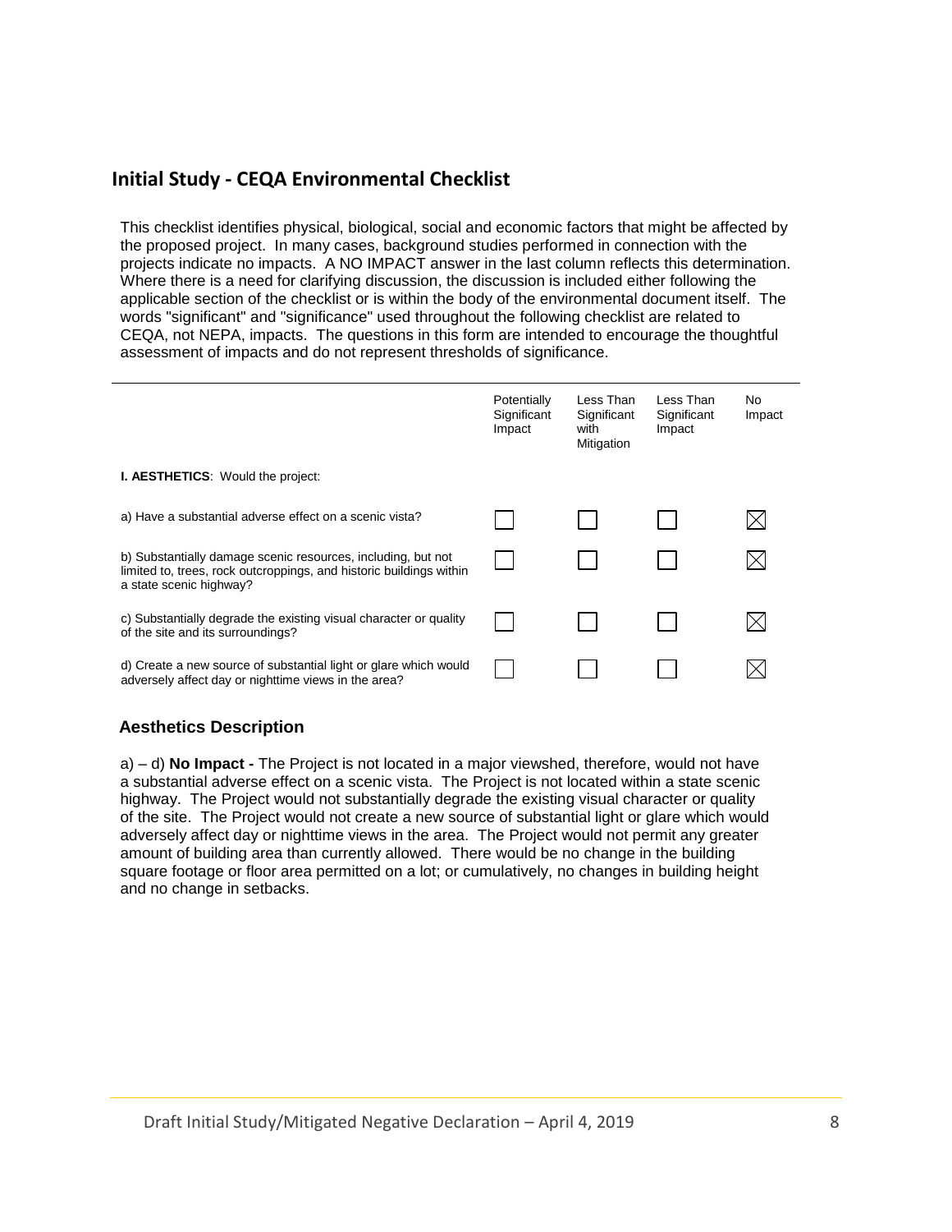## Initial Study - CEQA Environmental Checklist

This checklist identifies physical, biological, social and economic factors that might be affected by the proposed project. In many cases, background studies performed in connection with the projects indicate no impacts. A NO IMPACT answer in the last column reflects this determination. Where there is a need for clarifying discussion, the discussion is included either following the applicable section of the checklist or is within the body of the environmental document itself. The words "significant" and "significance" used throughout the following checklist are related to CEQA, not NEPA, impacts. The questions in this form are intended to encourage the thoughtful assessment of impacts and do not represent thresholds of significance.

| | Potentially Significant Impact | Less Than Significant with Mitigation | Less Than Significant Impact | No Impact |
|---|---|---|---|---|
| **I. AESTHETICS**: Would the project: | | | | |
| a) Have a substantial adverse effect on a scenic vista? | ☐ | ☐ | ☐ | ☒ |
| b) Substantially damage scenic resources, including, but not limited to, trees, rock outcroppings, and historic buildings within a state scenic highway? | ☐ | ☐ | ☐ | ☒ |
| c) Substantially degrade the existing visual character or quality of the site and its surroundings? | ☐ | ☐ | ☐ | ☒ |
| d) Create a new source of substantial light or glare which would adversely affect day or nighttime views in the area? | ☐ | ☐ | ☐ | ☒ |

### Aesthetics Description

a) – d) **No Impact -** The Project is not located in a major viewshed, therefore, would not have a substantial adverse effect on a scenic vista. The Project is not located within a state scenic highway. The Project would not substantially degrade the existing visual character or quality of the site. The Project would not create a new source of substantial light or glare which would adversely affect day or nighttime views in the area. The Project would not permit any greater amount of building area than currently allowed. There would be no change in the building square footage or floor area permitted on a lot; or cumulatively, no changes in building height and no change in setbacks.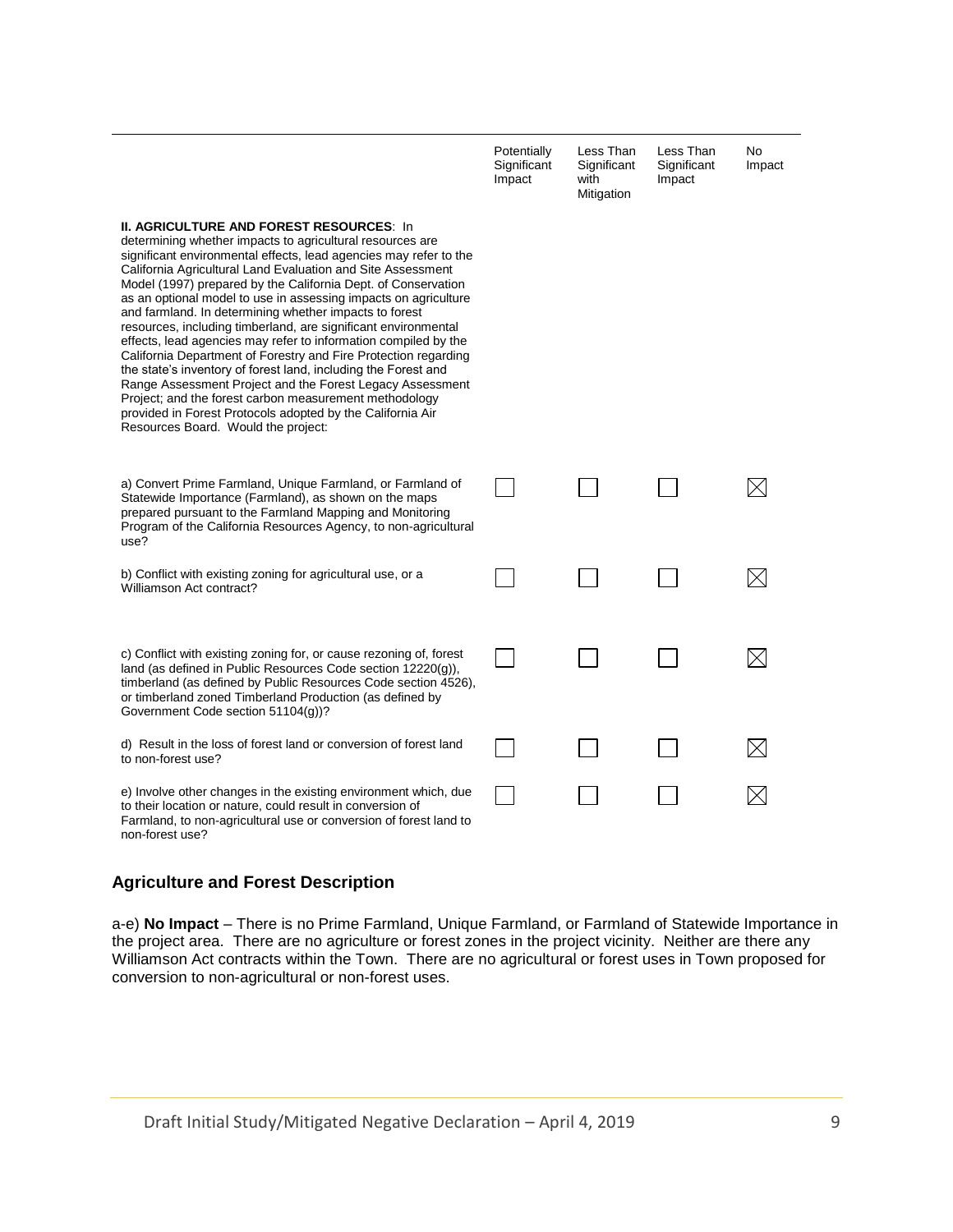| | Potentially Significant Impact | Less Than Significant with Mitigation | Less Than Significant Impact | No Impact |
|---|---|---|---|---|
| **II. AGRICULTURE AND FOREST RESOURCES**: In determining whether impacts to agricultural resources are significant environmental effects, lead agencies may refer to the California Agricultural Land Evaluation and Site Assessment Model (1997) prepared by the California Dept. of Conservation as an optional model to use in assessing impacts on agriculture and farmland. In determining whether impacts to forest resources, including timberland, are significant environmental effects, lead agencies may refer to information compiled by the California Department of Forestry and Fire Protection regarding the state's inventory of forest land, including the Forest and Range Assessment Project and the Forest Legacy Assessment Project; and the forest carbon measurement methodology provided in Forest Protocols adopted by the California Air Resources Board. Would the project: | | | | |
| a) Convert Prime Farmland, Unique Farmland, or Farmland of Statewide Importance (Farmland), as shown on the maps prepared pursuant to the Farmland Mapping and Monitoring Program of the California Resources Agency, to non-agricultural use? | ☐ | ☐ | ☐ | ☒ |
| b) Conflict with existing zoning for agricultural use, or a Williamson Act contract? | ☐ | ☐ | ☐ | ☒ |
| c) Conflict with existing zoning for, or cause rezoning of, forest land (as defined in Public Resources Code section 12220(g)), timberland (as defined by Public Resources Code section 4526), or timberland zoned Timberland Production (as defined by Government Code section 51104(g))? | ☐ | ☐ | ☐ | ☒ |
| d) Result in the loss of forest land or conversion of forest land to non-forest use? | ☐ | ☐ | ☐ | ☒ |
| e) Involve other changes in the existing environment which, due to their location or nature, could result in conversion of Farmland, to non-agricultural use or conversion of forest land to non-forest use? | ☐ | ☐ | ☐ | ☒ |

## Agriculture and Forest Description

a-e) **No Impact** – There is no Prime Farmland, Unique Farmland, or Farmland of Statewide Importance in the project area. There are no agriculture or forest zones in the project vicinity. Neither are there any Williamson Act contracts within the Town. There are no agricultural or forest uses in Town proposed for conversion to non-agricultural or non-forest uses.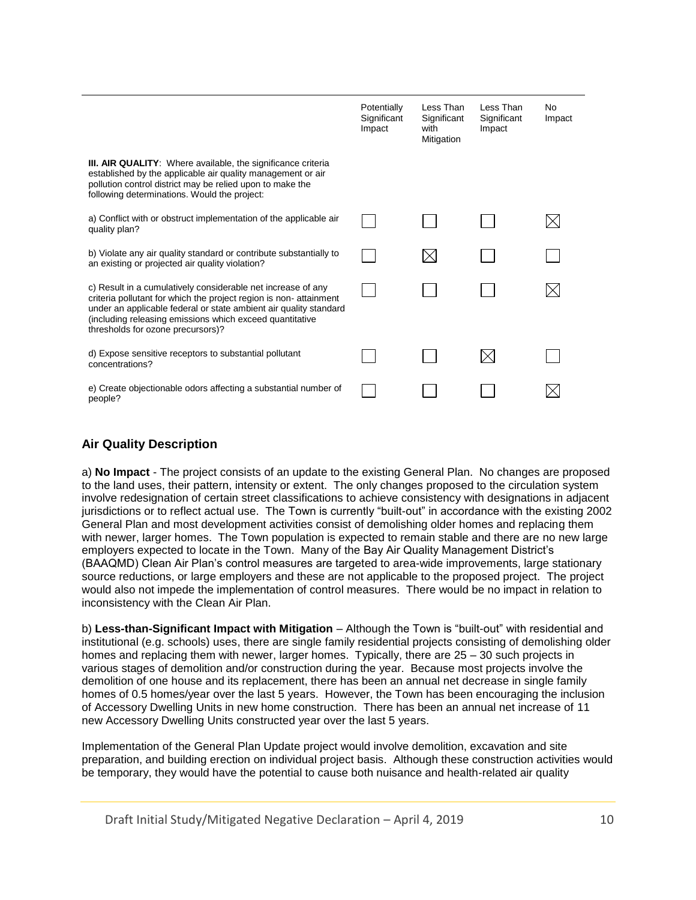| | Potentially Significant Impact | Less Than Significant with Mitigation | Less Than Significant Impact | No Impact |
|---|---|---|---|---|
| **III. AIR QUALITY**: Where available, the significance criteria established by the applicable air quality management or air pollution control district may be relied upon to make the following determinations. Would the project: | | | | |
| a) Conflict with or obstruct implementation of the applicable air quality plan? | ☐ | ☐ | ☐ | ☒ |
| b) Violate any air quality standard or contribute substantially to an existing or projected air quality violation? | ☐ | ☒ | ☐ | ☐ |
| c) Result in a cumulatively considerable net increase of any criteria pollutant for which the project region is non- attainment under an applicable federal or state ambient air quality standard (including releasing emissions which exceed quantitative thresholds for ozone precursors)? | ☐ | ☐ | ☐ | ☒ |
| d) Expose sensitive receptors to substantial pollutant concentrations? | ☐ | ☐ | ☒ | ☐ |
| e) Create objectionable odors affecting a substantial number of people? | ☐ | ☐ | ☐ | ☒ |

## Air Quality Description

a) **No Impact** - The project consists of an update to the existing General Plan. No changes are proposed to the land uses, their pattern, intensity or extent. The only changes proposed to the circulation system involve redesignation of certain street classifications to achieve consistency with designations in adjacent jurisdictions or to reflect actual use. The Town is currently "built-out" in accordance with the existing 2002 General Plan and most development activities consist of demolishing older homes and replacing them with newer, larger homes. The Town population is expected to remain stable and there are no new large employers expected to locate in the Town. Many of the Bay Air Quality Management District's (BAAQMD) Clean Air Plan's control measures are targeted to area-wide improvements, large stationary source reductions, or large employers and these are not applicable to the proposed project. The project would also not impede the implementation of control measures. There would be no impact in relation to inconsistency with the Clean Air Plan.

b) **Less-than-Significant Impact with Mitigation** – Although the Town is "built-out" with residential and institutional (e.g. schools) uses, there are single family residential projects consisting of demolishing older homes and replacing them with newer, larger homes. Typically, there are 25 – 30 such projects in various stages of demolition and/or construction during the year. Because most projects involve the demolition of one house and its replacement, there has been an annual net decrease in single family homes of 0.5 homes/year over the last 5 years. However, the Town has been encouraging the inclusion of Accessory Dwelling Units in new home construction. There has been an annual net increase of 11 new Accessory Dwelling Units constructed year over the last 5 years.

Implementation of the General Plan Update project would involve demolition, excavation and site preparation, and building erection on individual project basis. Although these construction activities would be temporary, they would have the potential to cause both nuisance and health-related air quality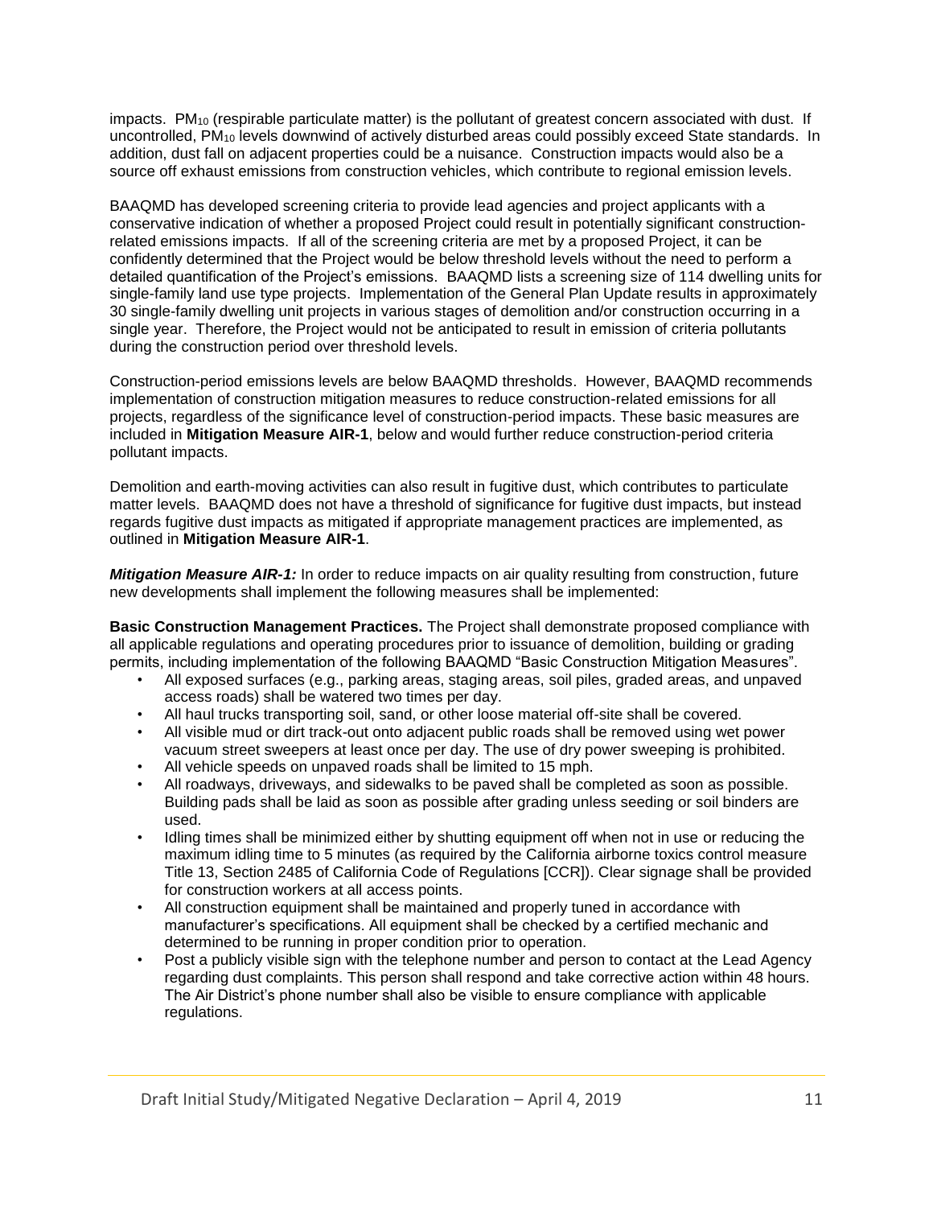impacts. $PM_{10}$ (respirable particulate matter) is the pollutant of greatest concern associated with dust. If uncontrolled, $PM_{10}$ levels downwind of actively disturbed areas could possibly exceed State standards. In addition, dust fall on adjacent properties could be a nuisance. Construction impacts would also be a source off exhaust emissions from construction vehicles, which contribute to regional emission levels.

BAAQMD has developed screening criteria to provide lead agencies and project applicants with a conservative indication of whether a proposed Project could result in potentially significant construction-related emissions impacts. If all of the screening criteria are met by a proposed Project, it can be confidently determined that the Project would be below threshold levels without the need to perform a detailed quantification of the Project's emissions. BAAQMD lists a screening size of 114 dwelling units for single-family land use type projects. Implementation of the General Plan Update results in approximately 30 single-family dwelling unit projects in various stages of demolition and/or construction occurring in a single year. Therefore, the Project would not be anticipated to result in emission of criteria pollutants during the construction period over threshold levels.

Construction-period emissions levels are below BAAQMD thresholds. However, BAAQMD recommends implementation of construction mitigation measures to reduce construction-related emissions for all projects, regardless of the significance level of construction-period impacts. These basic measures are included in **Mitigation Measure AIR-1**, below and would further reduce construction-period criteria pollutant impacts.

Demolition and earth-moving activities can also result in fugitive dust, which contributes to particulate matter levels. BAAQMD does not have a threshold of significance for fugitive dust impacts, but instead regards fugitive dust impacts as mitigated if appropriate management practices are implemented, as outlined in **Mitigation Measure AIR-1**.

***Mitigation Measure AIR-1:*** In order to reduce impacts on air quality resulting from construction, future new developments shall implement the following measures shall be implemented:

**Basic Construction Management Practices.** The Project shall demonstrate proposed compliance with all applicable regulations and operating procedures prior to issuance of demolition, building or grading permits, including implementation of the following BAAQMD "Basic Construction Mitigation Measures".

- All exposed surfaces (e.g., parking areas, staging areas, soil piles, graded areas, and unpaved access roads) shall be watered two times per day.
- All haul trucks transporting soil, sand, or other loose material off-site shall be covered.
- All visible mud or dirt track-out onto adjacent public roads shall be removed using wet power vacuum street sweepers at least once per day. The use of dry power sweeping is prohibited.
- All vehicle speeds on unpaved roads shall be limited to 15 mph.
- All roadways, driveways, and sidewalks to be paved shall be completed as soon as possible. Building pads shall be laid as soon as possible after grading unless seeding or soil binders are used.
- Idling times shall be minimized either by shutting equipment off when not in use or reducing the maximum idling time to 5 minutes (as required by the California airborne toxics control measure Title 13, Section 2485 of California Code of Regulations [CCR]). Clear signage shall be provided for construction workers at all access points.
- All construction equipment shall be maintained and properly tuned in accordance with manufacturer's specifications. All equipment shall be checked by a certified mechanic and determined to be running in proper condition prior to operation.
- Post a publicly visible sign with the telephone number and person to contact at the Lead Agency regarding dust complaints. This person shall respond and take corrective action within 48 hours. The Air District's phone number shall also be visible to ensure compliance with applicable regulations.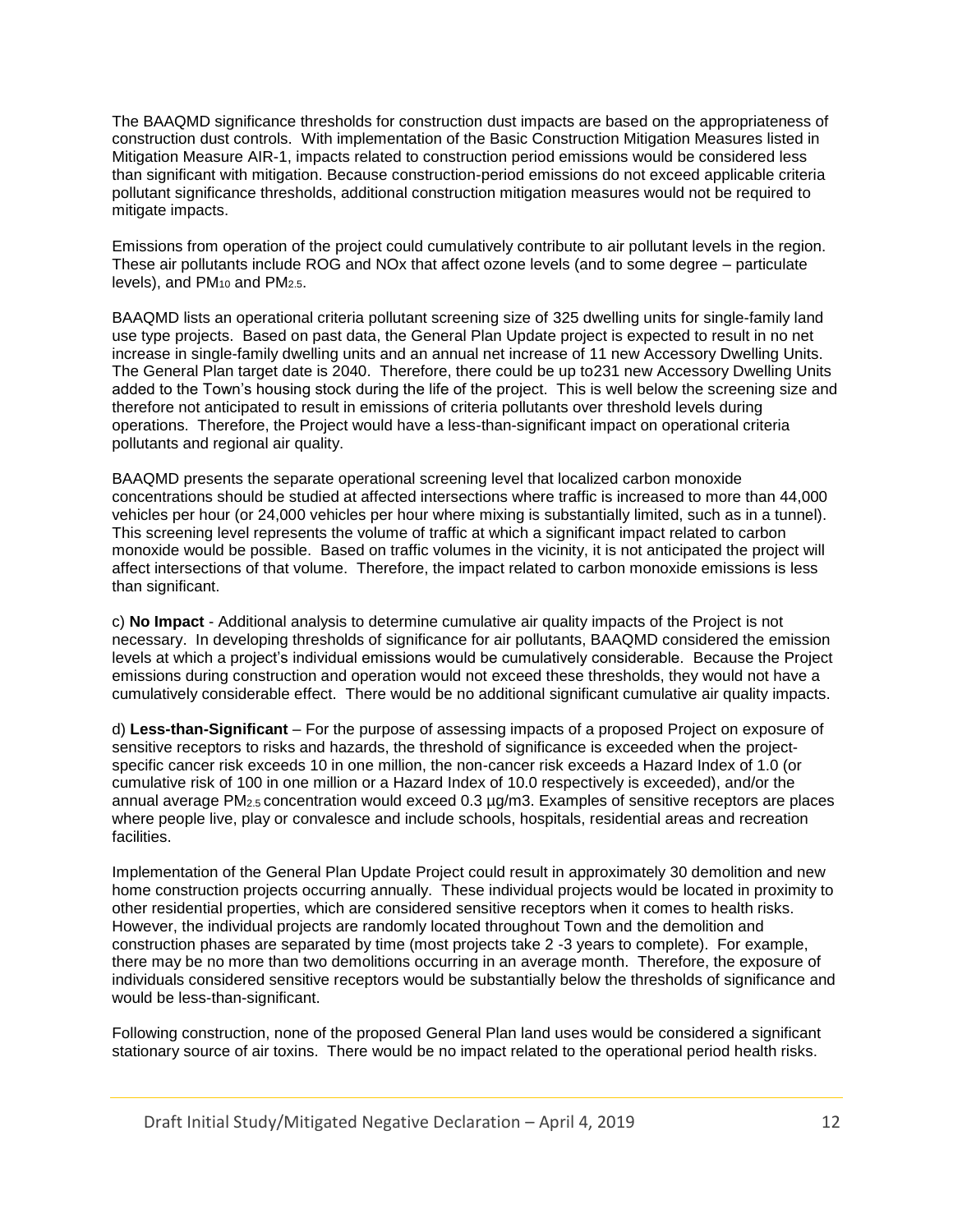The BAAQMD significance thresholds for construction dust impacts are based on the appropriateness of construction dust controls. With implementation of the Basic Construction Mitigation Measures listed in Mitigation Measure AIR-1, impacts related to construction period emissions would be considered less than significant with mitigation. Because construction-period emissions do not exceed applicable criteria pollutant significance thresholds, additional construction mitigation measures would not be required to mitigate impacts.

Emissions from operation of the project could cumulatively contribute to air pollutant levels in the region. These air pollutants include ROG and NOx that affect ozone levels (and to some degree – particulate levels), and $PM_{10}$ and $PM_{2.5}$.

BAAQMD lists an operational criteria pollutant screening size of 325 dwelling units for single-family land use type projects. Based on past data, the General Plan Update project is expected to result in no net increase in single-family dwelling units and an annual net increase of 11 new Accessory Dwelling Units. The General Plan target date is 2040. Therefore, there could be up to231 new Accessory Dwelling Units added to the Town's housing stock during the life of the project. This is well below the screening size and therefore not anticipated to result in emissions of criteria pollutants over threshold levels during operations. Therefore, the Project would have a less-than-significant impact on operational criteria pollutants and regional air quality.

BAAQMD presents the separate operational screening level that localized carbon monoxide concentrations should be studied at affected intersections where traffic is increased to more than 44,000 vehicles per hour (or 24,000 vehicles per hour where mixing is substantially limited, such as in a tunnel). This screening level represents the volume of traffic at which a significant impact related to carbon monoxide would be possible. Based on traffic volumes in the vicinity, it is not anticipated the project will affect intersections of that volume. Therefore, the impact related to carbon monoxide emissions is less than significant.

c) **No Impact** - Additional analysis to determine cumulative air quality impacts of the Project is not necessary. In developing thresholds of significance for air pollutants, BAAQMD considered the emission levels at which a project's individual emissions would be cumulatively considerable. Because the Project emissions during construction and operation would not exceed these thresholds, they would not have a cumulatively considerable effect. There would be no additional significant cumulative air quality impacts.

d) **Less-than-Significant** – For the purpose of assessing impacts of a proposed Project on exposure of sensitive receptors to risks and hazards, the threshold of significance is exceeded when the project-specific cancer risk exceeds 10 in one million, the non-cancer risk exceeds a Hazard Index of 1.0 (or cumulative risk of 100 in one million or a Hazard Index of 10.0 respectively is exceeded), and/or the annual average $PM_{2.5}$ concentration would exceed 0.3 µg/m3. Examples of sensitive receptors are places where people live, play or convalesce and include schools, hospitals, residential areas and recreation facilities.

Implementation of the General Plan Update Project could result in approximately 30 demolition and new home construction projects occurring annually. These individual projects would be located in proximity to other residential properties, which are considered sensitive receptors when it comes to health risks. However, the individual projects are randomly located throughout Town and the demolition and construction phases are separated by time (most projects take 2 -3 years to complete). For example, there may be no more than two demolitions occurring in an average month. Therefore, the exposure of individuals considered sensitive receptors would be substantially below the thresholds of significance and would be less-than-significant.

Following construction, none of the proposed General Plan land uses would be considered a significant stationary source of air toxins. There would be no impact related to the operational period health risks.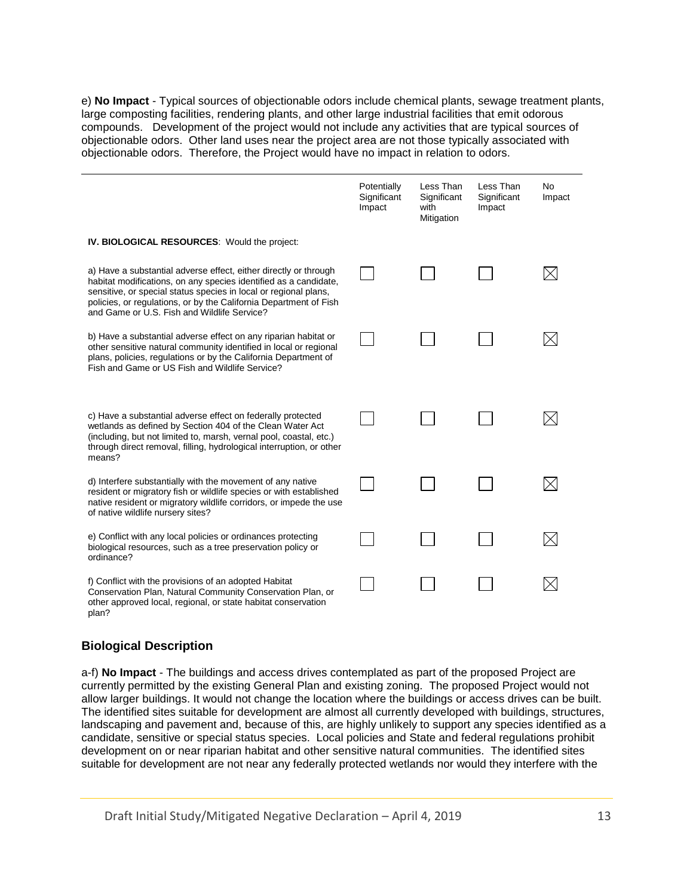e) **No Impact** - Typical sources of objectionable odors include chemical plants, sewage treatment plants, large composting facilities, rendering plants, and other large industrial facilities that emit odorous compounds. Development of the project would not include any activities that are typical sources of objectionable odors. Other land uses near the project area are not those typically associated with objectionable odors. Therefore, the Project would have no impact in relation to odors.

| | Potentially Significant Impact | Less Than Significant with Mitigation | Less Than Significant Impact | No Impact |
|---|---|---|---|---|
| **IV. BIOLOGICAL RESOURCES**: Would the project: | | | | |
| a) Have a substantial adverse effect, either directly or through habitat modifications, on any species identified as a candidate, sensitive, or special status species in local or regional plans, policies, or regulations, or by the California Department of Fish and Game or U.S. Fish and Wildlife Service? | ☐ | ☐ | ☐ | ☒ |
| b) Have a substantial adverse effect on any riparian habitat or other sensitive natural community identified in local or regional plans, policies, regulations or by the California Department of Fish and Game or US Fish and Wildlife Service? | ☐ | ☐ | ☐ | ☒ |
| c) Have a substantial adverse effect on federally protected wetlands as defined by Section 404 of the Clean Water Act (including, but not limited to, marsh, vernal pool, coastal, etc.) through direct removal, filling, hydrological interruption, or other means? | ☐ | ☐ | ☐ | ☒ |
| d) Interfere substantially with the movement of any native resident or migratory fish or wildlife species or with established native resident or migratory wildlife corridors, or impede the use of native wildlife nursery sites? | ☐ | ☐ | ☐ | ☒ |
| e) Conflict with any local policies or ordinances protecting biological resources, such as a tree preservation policy or ordinance? | ☐ | ☐ | ☐ | ☒ |
| f) Conflict with the provisions of an adopted Habitat Conservation Plan, Natural Community Conservation Plan, or other approved local, regional, or state habitat conservation plan? | ☐ | ☐ | ☐ | ☒ |

## Biological Description

a-f) **No Impact** - The buildings and access drives contemplated as part of the proposed Project are currently permitted by the existing General Plan and existing zoning. The proposed Project would not allow larger buildings. It would not change the location where the buildings or access drives can be built. The identified sites suitable for development are almost all currently developed with buildings, structures, landscaping and pavement and, because of this, are highly unlikely to support any species identified as a candidate, sensitive or special status species. Local policies and State and federal regulations prohibit development on or near riparian habitat and other sensitive natural communities. The identified sites suitable for development are not near any federally protected wetlands nor would they interfere with the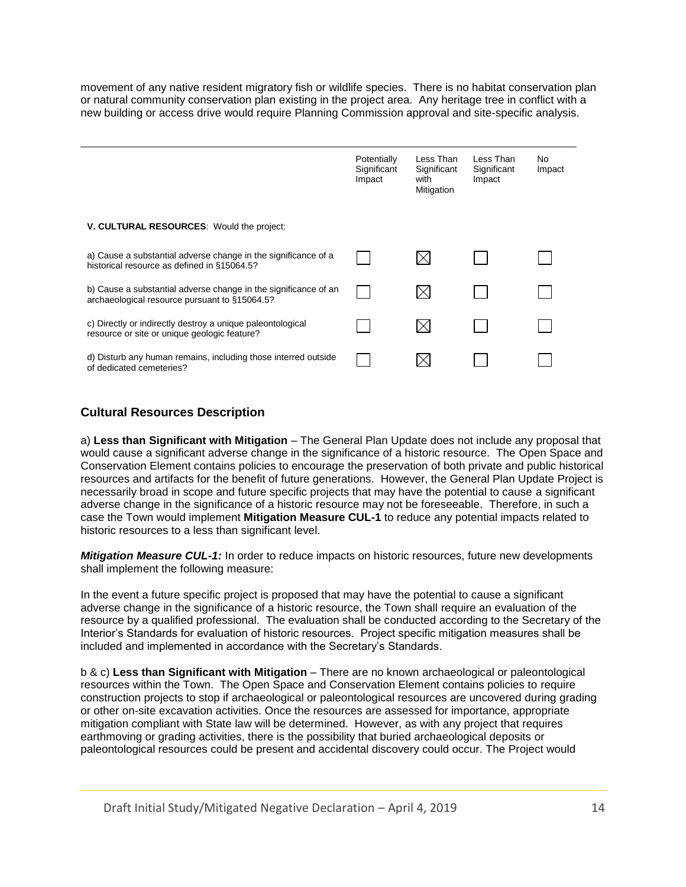movement of any native resident migratory fish or wildlife species. There is no habitat conservation plan or natural community conservation plan existing in the project area. Any heritage tree in conflict with a new building or access drive would require Planning Commission approval and site-specific analysis.

| | Potentially Significant Impact | Less Than Significant with Mitigation | Less Than Significant Impact | No Impact |
|---|---|---|---|---|
| **V. CULTURAL RESOURCES**: Would the project: | | | | |
| a) Cause a substantial adverse change in the significance of a historical resource as defined in §15064.5? | ☐ | ☒ | ☐ | ☐ |
| b) Cause a substantial adverse change in the significance of an archaeological resource pursuant to §15064.5? | ☐ | ☒ | ☐ | ☐ |
| c) Directly or indirectly destroy a unique paleontological resource or site or unique geologic feature? | ☐ | ☒ | ☐ | ☐ |
| d) Disturb any human remains, including those interred outside of dedicated cemeteries? | ☐ | ☒ | ☐ | ☐ |

## Cultural Resources Description

a) **Less than Significant with Mitigation** – The General Plan Update does not include any proposal that would cause a significant adverse change in the significance of a historic resource. The Open Space and Conservation Element contains policies to encourage the preservation of both private and public historical resources and artifacts for the benefit of future generations. However, the General Plan Update Project is necessarily broad in scope and future specific projects that may have the potential to cause a significant adverse change in the significance of a historic resource may not be foreseeable. Therefore, in such a case the Town would implement **Mitigation Measure CUL-1** to reduce any potential impacts related to historic resources to a less than significant level.

***Mitigation Measure CUL-1:*** In order to reduce impacts on historic resources, future new developments shall implement the following measure:

In the event a future specific project is proposed that may have the potential to cause a significant adverse change in the significance of a historic resource, the Town shall require an evaluation of the resource by a qualified professional. The evaluation shall be conducted according to the Secretary of the Interior's Standards for evaluation of historic resources. Project specific mitigation measures shall be included and implemented in accordance with the Secretary's Standards.

b & c) **Less than Significant with Mitigation** – There are no known archaeological or paleontological resources within the Town. The Open Space and Conservation Element contains policies to require construction projects to stop if archaeological or paleontological resources are uncovered during grading or other on-site excavation activities. Once the resources are assessed for importance, appropriate mitigation compliant with State law will be determined. However, as with any project that requires earthmoving or grading activities, there is the possibility that buried archaeological deposits or paleontological resources could be present and accidental discovery could occur. The Project would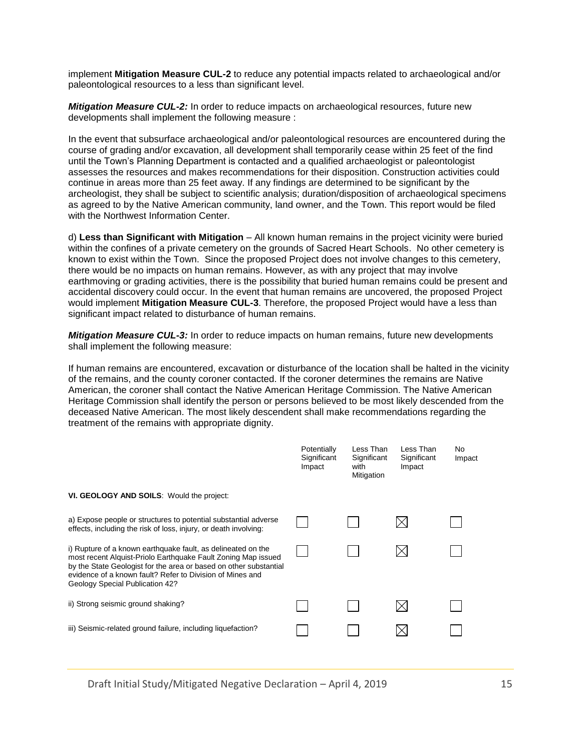implement **Mitigation Measure CUL-2** to reduce any potential impacts related to archaeological and/or paleontological resources to a less than significant level.

***Mitigation Measure CUL-2:*** In order to reduce impacts on archaeological resources, future new developments shall implement the following measure :

In the event that subsurface archaeological and/or paleontological resources are encountered during the course of grading and/or excavation, all development shall temporarily cease within 25 feet of the find until the Town's Planning Department is contacted and a qualified archaeologist or paleontologist assesses the resources and makes recommendations for their disposition. Construction activities could continue in areas more than 25 feet away. If any findings are determined to be significant by the archeologist, they shall be subject to scientific analysis; duration/disposition of archaeological specimens as agreed to by the Native American community, land owner, and the Town. This report would be filed with the Northwest Information Center.

d) **Less than Significant with Mitigation** – All known human remains in the project vicinity were buried within the confines of a private cemetery on the grounds of Sacred Heart Schools. No other cemetery is known to exist within the Town. Since the proposed Project does not involve changes to this cemetery, there would be no impacts on human remains. However, as with any project that may involve earthmoving or grading activities, there is the possibility that buried human remains could be present and accidental discovery could occur. In the event that human remains are uncovered, the proposed Project would implement **Mitigation Measure CUL-3**. Therefore, the proposed Project would have a less than significant impact related to disturbance of human remains.

***Mitigation Measure CUL-3:*** In order to reduce impacts on human remains, future new developments shall implement the following measure:

If human remains are encountered, excavation or disturbance of the location shall be halted in the vicinity of the remains, and the county coroner contacted. If the coroner determines the remains are Native American, the coroner shall contact the Native American Heritage Commission. The Native American Heritage Commission shall identify the person or persons believed to be most likely descended from the deceased Native American. The most likely descendent shall make recommendations regarding the treatment of the remains with appropriate dignity.

| | Potentially Significant Impact | Less Than Significant with Mitigation | Less Than Significant Impact | No Impact |
|---|---|---|---|---|
| **VI. GEOLOGY AND SOILS**: Would the project: | | | | |
| a) Expose people or structures to potential substantial adverse effects, including the risk of loss, injury, or death involving: | ☐ | ☐ | ☒ | ☐ |
| i) Rupture of a known earthquake fault, as delineated on the most recent Alquist-Priolo Earthquake Fault Zoning Map issued by the State Geologist for the area or based on other substantial evidence of a known fault? Refer to Division of Mines and Geology Special Publication 42? | ☐ | ☐ | ☒ | ☐ |
| ii) Strong seismic ground shaking? | ☐ | ☐ | ☒ | ☐ |
| iii) Seismic-related ground failure, including liquefaction? | ☐ | ☐ | ☒ | ☐ |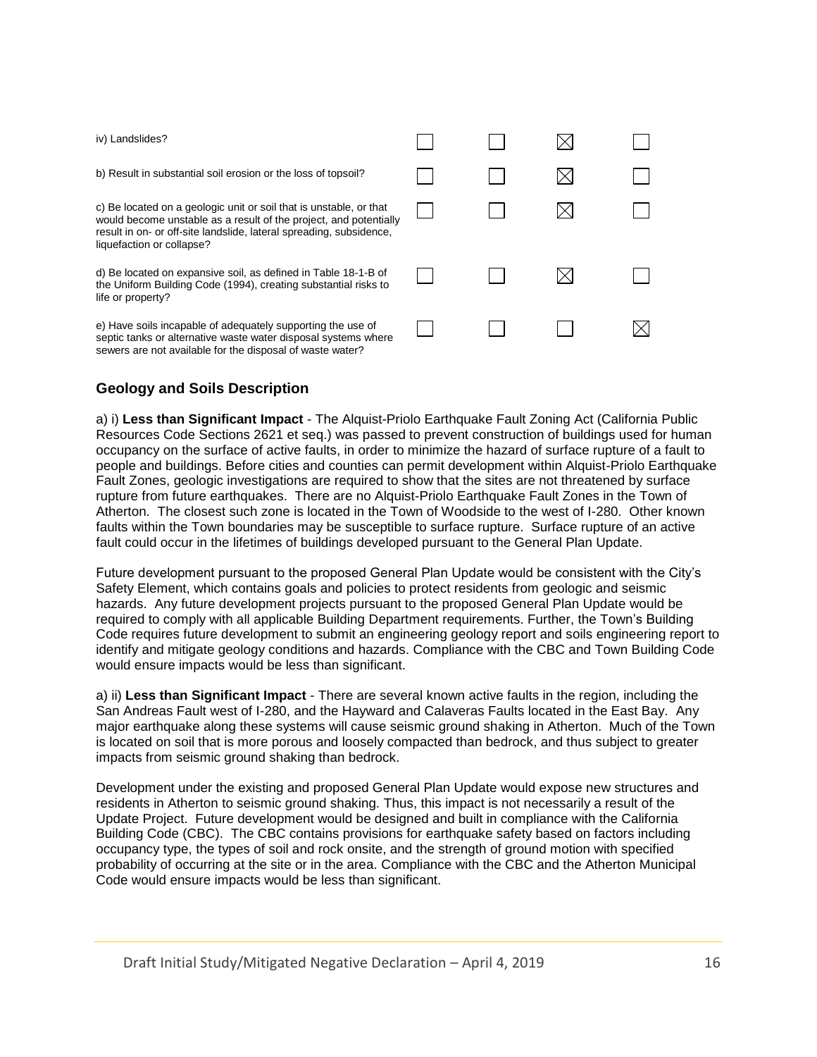| | | | | |
|---|---|---|---|---|
| iv) Landslides? | ☐ | ☐ | ☒ | ☐ |
| b) Result in substantial soil erosion or the loss of topsoil? | ☐ | ☐ | ☒ | ☐ |
| c) Be located on a geologic unit or soil that is unstable, or that would become unstable as a result of the project, and potentially result in on- or off-site landslide, lateral spreading, subsidence, liquefaction or collapse? | ☐ | ☐ | ☒ | ☐ |
| d) Be located on expansive soil, as defined in Table 18-1-B of the Uniform Building Code (1994), creating substantial risks to life or property? | ☐ | ☐ | ☒ | ☐ |
| e) Have soils incapable of adequately supporting the use of septic tanks or alternative waste water disposal systems where sewers are not available for the disposal of waste water? | ☐ | ☐ | ☐ | ☒ |

## Geology and Soils Description

a) i) **Less than Significant Impact** - The Alquist-Priolo Earthquake Fault Zoning Act (California Public Resources Code Sections 2621 et seq.) was passed to prevent construction of buildings used for human occupancy on the surface of active faults, in order to minimize the hazard of surface rupture of a fault to people and buildings. Before cities and counties can permit development within Alquist-Priolo Earthquake Fault Zones, geologic investigations are required to show that the sites are not threatened by surface rupture from future earthquakes. There are no Alquist-Priolo Earthquake Fault Zones in the Town of Atherton. The closest such zone is located in the Town of Woodside to the west of I-280. Other known faults within the Town boundaries may be susceptible to surface rupture. Surface rupture of an active fault could occur in the lifetimes of buildings developed pursuant to the General Plan Update.

Future development pursuant to the proposed General Plan Update would be consistent with the City's Safety Element, which contains goals and policies to protect residents from geologic and seismic hazards. Any future development projects pursuant to the proposed General Plan Update would be required to comply with all applicable Building Department requirements. Further, the Town's Building Code requires future development to submit an engineering geology report and soils engineering report to identify and mitigate geology conditions and hazards. Compliance with the CBC and Town Building Code would ensure impacts would be less than significant.

a) ii) **Less than Significant Impact** - There are several known active faults in the region, including the San Andreas Fault west of I-280, and the Hayward and Calaveras Faults located in the East Bay. Any major earthquake along these systems will cause seismic ground shaking in Atherton. Much of the Town is located on soil that is more porous and loosely compacted than bedrock, and thus subject to greater impacts from seismic ground shaking than bedrock.

Development under the existing and proposed General Plan Update would expose new structures and residents in Atherton to seismic ground shaking. Thus, this impact is not necessarily a result of the Update Project. Future development would be designed and built in compliance with the California Building Code (CBC). The CBC contains provisions for earthquake safety based on factors including occupancy type, the types of soil and rock onsite, and the strength of ground motion with specified probability of occurring at the site or in the area. Compliance with the CBC and the Atherton Municipal Code would ensure impacts would be less than significant.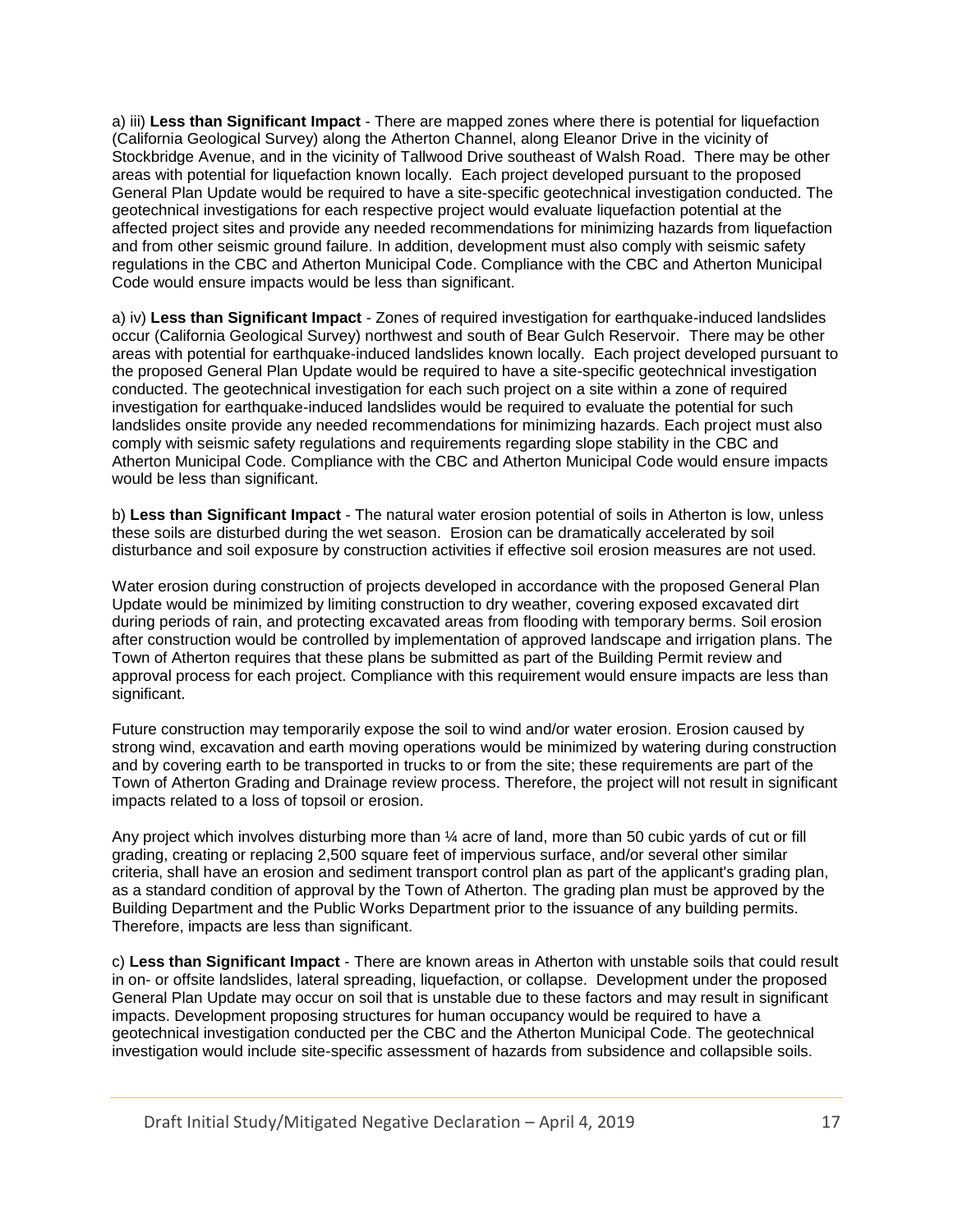a) iii) **Less than Significant Impact** - There are mapped zones where there is potential for liquefaction (California Geological Survey) along the Atherton Channel, along Eleanor Drive in the vicinity of Stockbridge Avenue, and in the vicinity of Tallwood Drive southeast of Walsh Road. There may be other areas with potential for liquefaction known locally. Each project developed pursuant to the proposed General Plan Update would be required to have a site-specific geotechnical investigation conducted. The geotechnical investigations for each respective project would evaluate liquefaction potential at the affected project sites and provide any needed recommendations for minimizing hazards from liquefaction and from other seismic ground failure. In addition, development must also comply with seismic safety regulations in the CBC and Atherton Municipal Code. Compliance with the CBC and Atherton Municipal Code would ensure impacts would be less than significant.

a) iv) **Less than Significant Impact** - Zones of required investigation for earthquake-induced landslides occur (California Geological Survey) northwest and south of Bear Gulch Reservoir. There may be other areas with potential for earthquake-induced landslides known locally. Each project developed pursuant to the proposed General Plan Update would be required to have a site-specific geotechnical investigation conducted. The geotechnical investigation for each such project on a site within a zone of required investigation for earthquake-induced landslides would be required to evaluate the potential for such landslides onsite provide any needed recommendations for minimizing hazards. Each project must also comply with seismic safety regulations and requirements regarding slope stability in the CBC and Atherton Municipal Code. Compliance with the CBC and Atherton Municipal Code would ensure impacts would be less than significant.

b) **Less than Significant Impact** - The natural water erosion potential of soils in Atherton is low, unless these soils are disturbed during the wet season. Erosion can be dramatically accelerated by soil disturbance and soil exposure by construction activities if effective soil erosion measures are not used.

Water erosion during construction of projects developed in accordance with the proposed General Plan Update would be minimized by limiting construction to dry weather, covering exposed excavated dirt during periods of rain, and protecting excavated areas from flooding with temporary berms. Soil erosion after construction would be controlled by implementation of approved landscape and irrigation plans. The Town of Atherton requires that these plans be submitted as part of the Building Permit review and approval process for each project. Compliance with this requirement would ensure impacts are less than significant.

Future construction may temporarily expose the soil to wind and/or water erosion. Erosion caused by strong wind, excavation and earth moving operations would be minimized by watering during construction and by covering earth to be transported in trucks to or from the site; these requirements are part of the Town of Atherton Grading and Drainage review process. Therefore, the project will not result in significant impacts related to a loss of topsoil or erosion.

Any project which involves disturbing more than ¼ acre of land, more than 50 cubic yards of cut or fill grading, creating or replacing 2,500 square feet of impervious surface, and/or several other similar criteria, shall have an erosion and sediment transport control plan as part of the applicant's grading plan, as a standard condition of approval by the Town of Atherton. The grading plan must be approved by the Building Department and the Public Works Department prior to the issuance of any building permits. Therefore, impacts are less than significant.

c) **Less than Significant Impact** - There are known areas in Atherton with unstable soils that could result in on- or offsite landslides, lateral spreading, liquefaction, or collapse. Development under the proposed General Plan Update may occur on soil that is unstable due to these factors and may result in significant impacts. Development proposing structures for human occupancy would be required to have a geotechnical investigation conducted per the CBC and the Atherton Municipal Code. The geotechnical investigation would include site-specific assessment of hazards from subsidence and collapsible soils.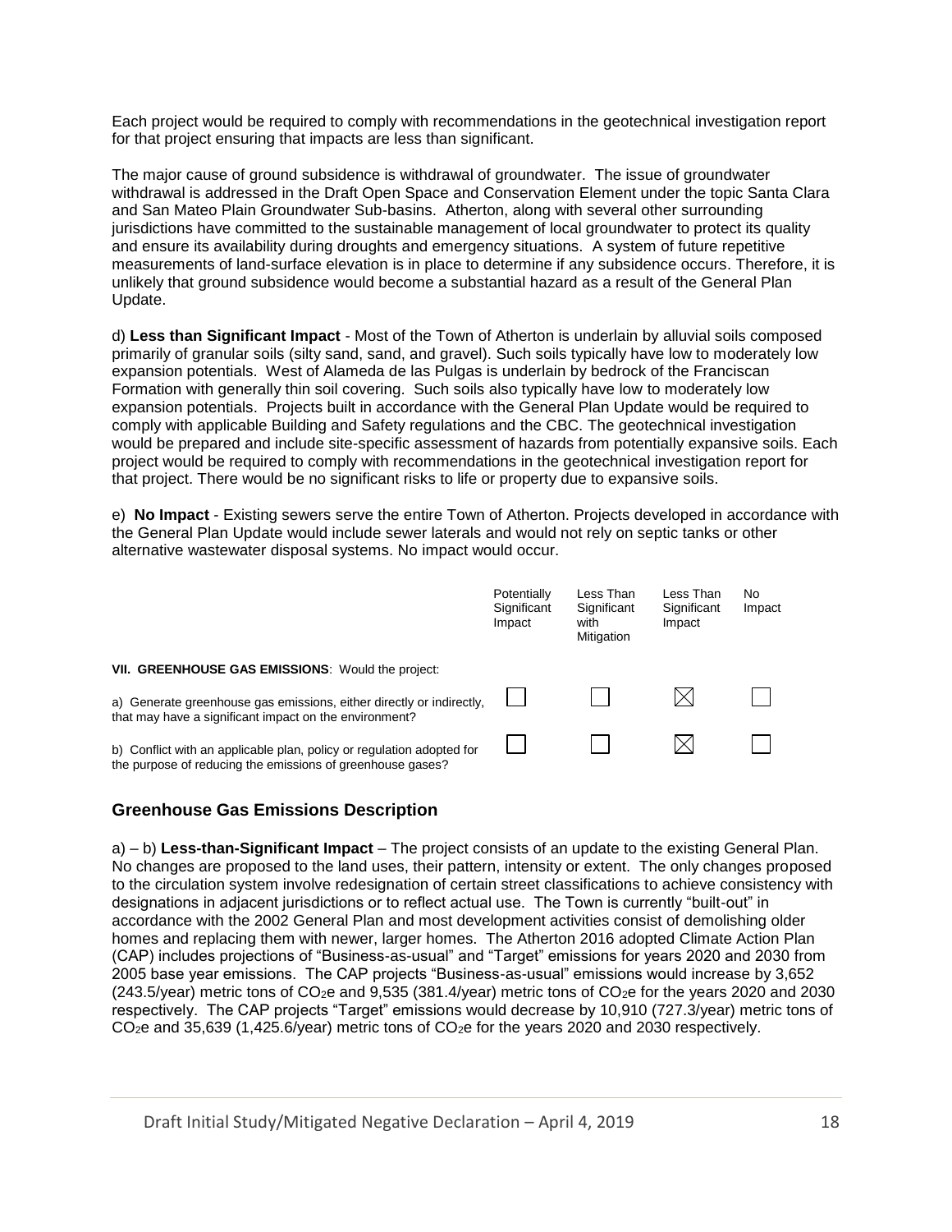Each project would be required to comply with recommendations in the geotechnical investigation report for that project ensuring that impacts are less than significant.

The major cause of ground subsidence is withdrawal of groundwater. The issue of groundwater withdrawal is addressed in the Draft Open Space and Conservation Element under the topic Santa Clara and San Mateo Plain Groundwater Sub-basins. Atherton, along with several other surrounding jurisdictions have committed to the sustainable management of local groundwater to protect its quality and ensure its availability during droughts and emergency situations. A system of future repetitive measurements of land-surface elevation is in place to determine if any subsidence occurs. Therefore, it is unlikely that ground subsidence would become a substantial hazard as a result of the General Plan Update.

d) **Less than Significant Impact** - Most of the Town of Atherton is underlain by alluvial soils composed primarily of granular soils (silty sand, sand, and gravel). Such soils typically have low to moderately low expansion potentials. West of Alameda de las Pulgas is underlain by bedrock of the Franciscan Formation with generally thin soil covering. Such soils also typically have low to moderately low expansion potentials. Projects built in accordance with the General Plan Update would be required to comply with applicable Building and Safety regulations and the CBC. The geotechnical investigation would be prepared and include site-specific assessment of hazards from potentially expansive soils. Each project would be required to comply with recommendations in the geotechnical investigation report for that project. There would be no significant risks to life or property due to expansive soils.

e) **No Impact** - Existing sewers serve the entire Town of Atherton. Projects developed in accordance with the General Plan Update would include sewer laterals and would not rely on septic tanks or other alternative wastewater disposal systems. No impact would occur.

| | Potentially Significant Impact | Less Than Significant with Mitigation | Less Than Significant Impact | No Impact |
|---|---|---|---|---|
| **VII. GREENHOUSE GAS EMISSIONS**: Would the project: | | | | |
| a) Generate greenhouse gas emissions, either directly or indirectly, that may have a significant impact on the environment? | ☐ | ☐ | ☒ | ☐ |
| b) Conflict with an applicable plan, policy or regulation adopted for the purpose of reducing the emissions of greenhouse gases? | ☐ | ☐ | ☒ | ☐ |

## Greenhouse Gas Emissions Description

a) – b) **Less-than-Significant Impact** – The project consists of an update to the existing General Plan. No changes are proposed to the land uses, their pattern, intensity or extent. The only changes proposed to the circulation system involve redesignation of certain street classifications to achieve consistency with designations in adjacent jurisdictions or to reflect actual use. The Town is currently "built-out" in accordance with the 2002 General Plan and most development activities consist of demolishing older homes and replacing them with newer, larger homes. The Atherton 2016 adopted Climate Action Plan (CAP) includes projections of "Business-as-usual" and "Target" emissions for years 2020 and 2030 from 2005 base year emissions. The CAP projects "Business-as-usual" emissions would increase by 3,652 (243.5/year) metric tons of $CO_2e$ and 9,535 (381.4/year) metric tons of $CO_2e$ for the years 2020 and 2030 respectively. The CAP projects "Target" emissions would decrease by 10,910 (727.3/year) metric tons of $CO_2e$ and 35,639 (1,425.6/year) metric tons of $CO_2e$ for the years 2020 and 2030 respectively.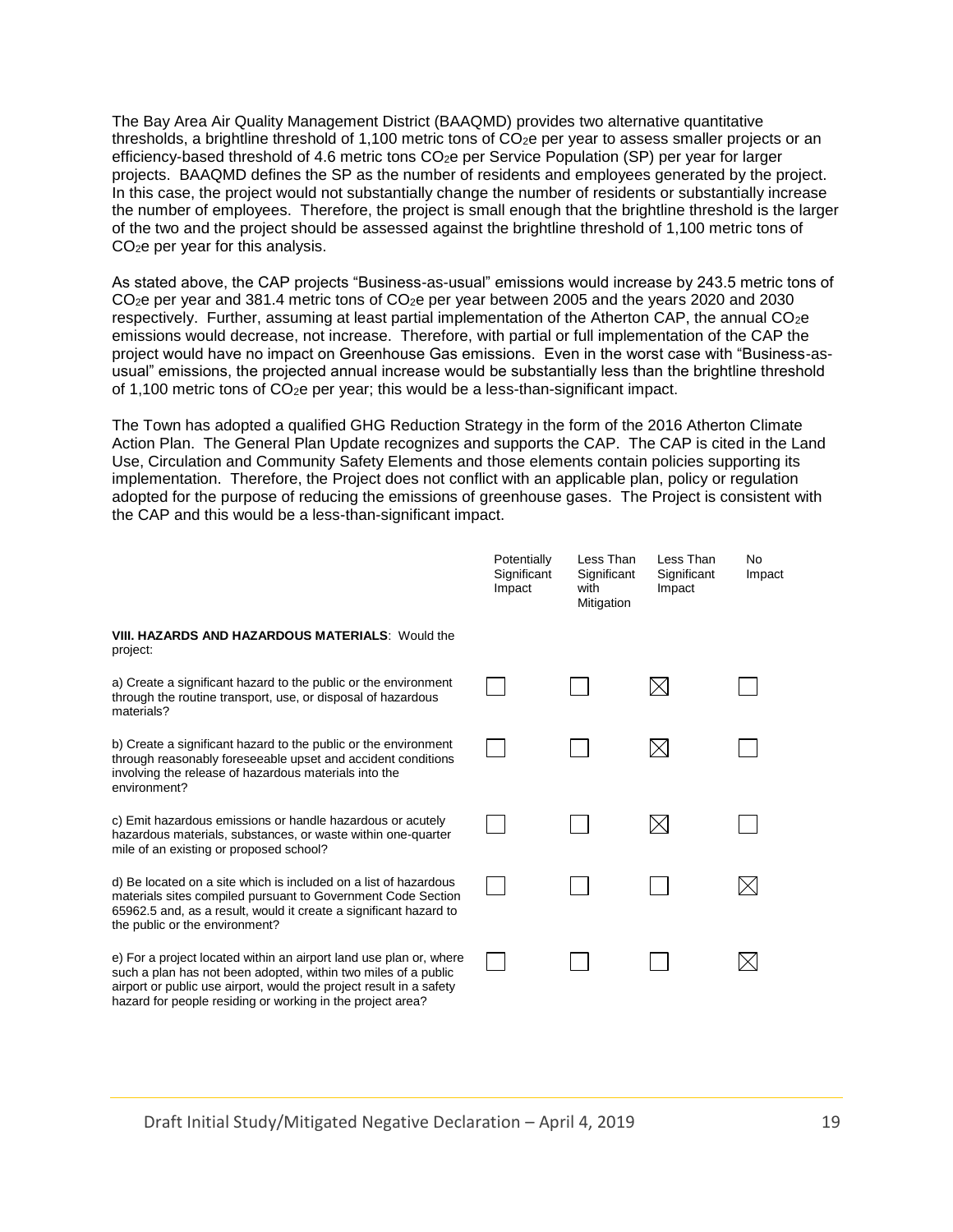The Bay Area Air Quality Management District (BAAQMD) provides two alternative quantitative thresholds, a brightline threshold of 1,100 metric tons of $CO_2e$ per year to assess smaller projects or an efficiency-based threshold of 4.6 metric tons $CO_2e$ per Service Population (SP) per year for larger projects. BAAQMD defines the SP as the number of residents and employees generated by the project. In this case, the project would not substantially change the number of residents or substantially increase the number of employees. Therefore, the project is small enough that the brightline threshold is the larger of the two and the project should be assessed against the brightline threshold of 1,100 metric tons of $CO_2e$ per year for this analysis.

As stated above, the CAP projects "Business-as-usual" emissions would increase by 243.5 metric tons of $CO_2e$ per year and 381.4 metric tons of $CO_2e$ per year between 2005 and the years 2020 and 2030 respectively. Further, assuming at least partial implementation of the Atherton CAP, the annual $CO_2e$ emissions would decrease, not increase. Therefore, with partial or full implementation of the CAP the project would have no impact on Greenhouse Gas emissions. Even in the worst case with "Business-as-usual" emissions, the projected annual increase would be substantially less than the brightline threshold of 1,100 metric tons of $CO_2e$ per year; this would be a less-than-significant impact.

The Town has adopted a qualified GHG Reduction Strategy in the form of the 2016 Atherton Climate Action Plan. The General Plan Update recognizes and supports the CAP. The CAP is cited in the Land Use, Circulation and Community Safety Elements and those elements contain policies supporting its implementation. Therefore, the Project does not conflict with an applicable plan, policy or regulation adopted for the purpose of reducing the emissions of greenhouse gases. The Project is consistent with the CAP and this would be a less-than-significant impact.

| | Potentially Significant Impact | Less Than Significant with Mitigation | Less Than Significant Impact | No Impact |
|---|---|---|---|---|
| **VIII. HAZARDS AND HAZARDOUS MATERIALS**: Would the project: | | | | |
| a) Create a significant hazard to the public or the environment through the routine transport, use, or disposal of hazardous materials? | ☐ | ☐ | ☒ | ☐ |
| b) Create a significant hazard to the public or the environment through reasonably foreseeable upset and accident conditions involving the release of hazardous materials into the environment? | ☐ | ☐ | ☒ | ☐ |
| c) Emit hazardous emissions or handle hazardous or acutely hazardous materials, substances, or waste within one-quarter mile of an existing or proposed school? | ☐ | ☐ | ☒ | ☐ |
| d) Be located on a site which is included on a list of hazardous materials sites compiled pursuant to Government Code Section 65962.5 and, as a result, would it create a significant hazard to the public or the environment? | ☐ | ☐ | ☐ | ☒ |
| e) For a project located within an airport land use plan or, where such a plan has not been adopted, within two miles of a public airport or public use airport, would the project result in a safety hazard for people residing or working in the project area? | ☐ | ☐ | ☐ | ☒ |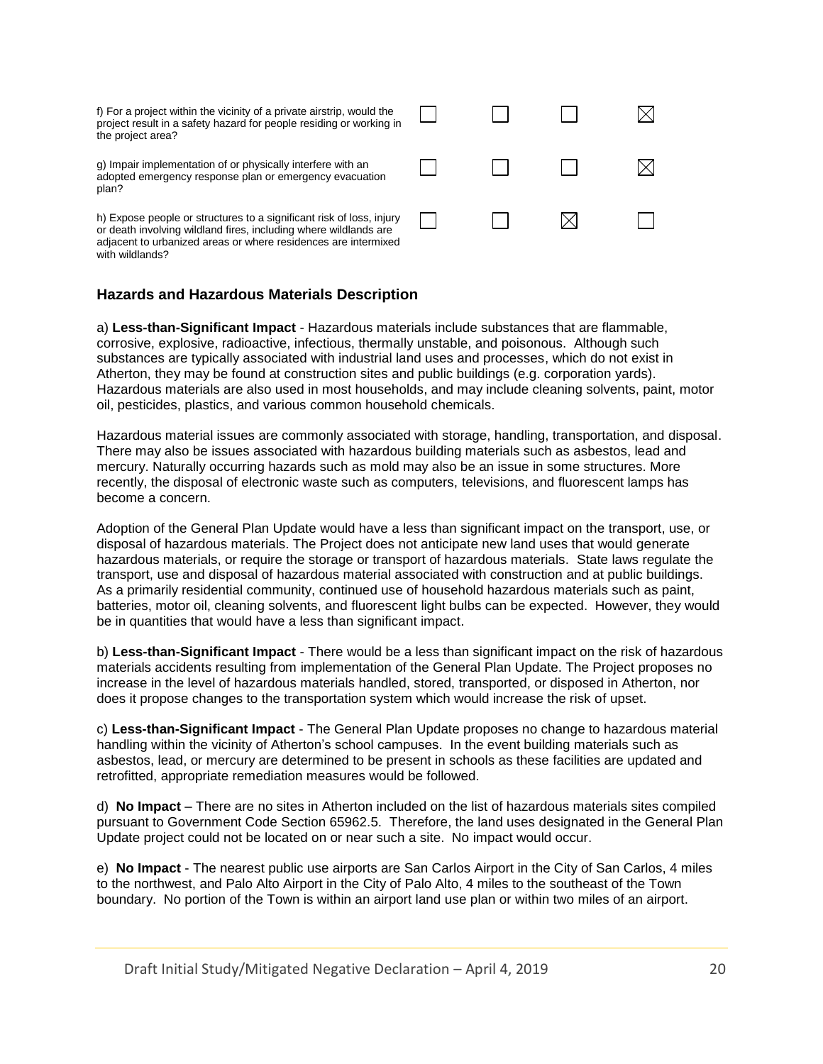| | | | | |
|---|---|---|---|---|
| f) For a project within the vicinity of a private airstrip, would the project result in a safety hazard for people residing or working in the project area? | ☐ | ☐ | ☐ | ☒ |
| g) Impair implementation of or physically interfere with an adopted emergency response plan or emergency evacuation plan? | ☐ | ☐ | ☐ | ☒ |
| h) Expose people or structures to a significant risk of loss, injury or death involving wildland fires, including where wildlands are adjacent to urbanized areas or where residences are intermixed with wildlands? | ☐ | ☐ | ☒ | ☐ |

## Hazards and Hazardous Materials Description

a) **Less-than-Significant Impact** - Hazardous materials include substances that are flammable, corrosive, explosive, radioactive, infectious, thermally unstable, and poisonous. Although such substances are typically associated with industrial land uses and processes, which do not exist in Atherton, they may be found at construction sites and public buildings (e.g. corporation yards). Hazardous materials are also used in most households, and may include cleaning solvents, paint, motor oil, pesticides, plastics, and various common household chemicals.

Hazardous material issues are commonly associated with storage, handling, transportation, and disposal. There may also be issues associated with hazardous building materials such as asbestos, lead and mercury. Naturally occurring hazards such as mold may also be an issue in some structures. More recently, the disposal of electronic waste such as computers, televisions, and fluorescent lamps has become a concern.

Adoption of the General Plan Update would have a less than significant impact on the transport, use, or disposal of hazardous materials. The Project does not anticipate new land uses that would generate hazardous materials, or require the storage or transport of hazardous materials. State laws regulate the transport, use and disposal of hazardous material associated with construction and at public buildings. As a primarily residential community, continued use of household hazardous materials such as paint, batteries, motor oil, cleaning solvents, and fluorescent light bulbs can be expected. However, they would be in quantities that would have a less than significant impact.

b) **Less-than-Significant Impact** - There would be a less than significant impact on the risk of hazardous materials accidents resulting from implementation of the General Plan Update. The Project proposes no increase in the level of hazardous materials handled, stored, transported, or disposed in Atherton, nor does it propose changes to the transportation system which would increase the risk of upset.

c) **Less-than-Significant Impact** - The General Plan Update proposes no change to hazardous material handling within the vicinity of Atherton's school campuses. In the event building materials such as asbestos, lead, or mercury are determined to be present in schools as these facilities are updated and retrofitted, appropriate remediation measures would be followed.

d) **No Impact** – There are no sites in Atherton included on the list of hazardous materials sites compiled pursuant to Government Code Section 65962.5. Therefore, the land uses designated in the General Plan Update project could not be located on or near such a site. No impact would occur.

e) **No Impact** - The nearest public use airports are San Carlos Airport in the City of San Carlos, 4 miles to the northwest, and Palo Alto Airport in the City of Palo Alto, 4 miles to the southeast of the Town boundary. No portion of the Town is within an airport land use plan or within two miles of an airport.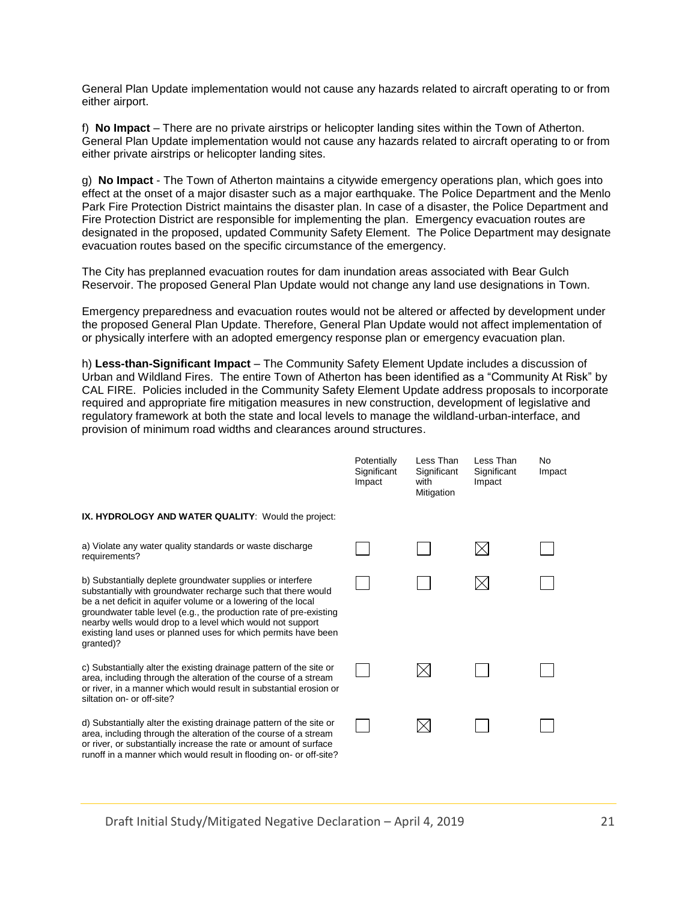General Plan Update implementation would not cause any hazards related to aircraft operating to or from either airport.

f) **No Impact** – There are no private airstrips or helicopter landing sites within the Town of Atherton. General Plan Update implementation would not cause any hazards related to aircraft operating to or from either private airstrips or helicopter landing sites.

g) **No Impact** - The Town of Atherton maintains a citywide emergency operations plan, which goes into effect at the onset of a major disaster such as a major earthquake. The Police Department and the Menlo Park Fire Protection District maintains the disaster plan. In case of a disaster, the Police Department and Fire Protection District are responsible for implementing the plan. Emergency evacuation routes are designated in the proposed, updated Community Safety Element. The Police Department may designate evacuation routes based on the specific circumstance of the emergency.

The City has preplanned evacuation routes for dam inundation areas associated with Bear Gulch Reservoir. The proposed General Plan Update would not change any land use designations in Town.

Emergency preparedness and evacuation routes would not be altered or affected by development under the proposed General Plan Update. Therefore, General Plan Update would not affect implementation of or physically interfere with an adopted emergency response plan or emergency evacuation plan.

h) **Less-than-Significant Impact** – The Community Safety Element Update includes a discussion of Urban and Wildland Fires. The entire Town of Atherton has been identified as a “Community At Risk” by CAL FIRE. Policies included in the Community Safety Element Update address proposals to incorporate required and appropriate fire mitigation measures in new construction, development of legislative and regulatory framework at both the state and local levels to manage the wildland-urban-interface, and provision of minimum road widths and clearances around structures.

| | Potentially Significant Impact | Less Than Significant with Mitigation | Less Than Significant Impact | No Impact |
|---|---|---|---|---|
| **IX. HYDROLOGY AND WATER QUALITY**: Would the project: | | | | |
| a) Violate any water quality standards or waste discharge requirements? | ☐ | ☐ | ☒ | ☐ |
| b) Substantially deplete groundwater supplies or interfere substantially with groundwater recharge such that there would be a net deficit in aquifer volume or a lowering of the local groundwater table level (e.g., the production rate of pre-existing nearby wells would drop to a level which would not support existing land uses or planned uses for which permits have been granted)? | ☐ | ☐ | ☒ | ☐ |
| c) Substantially alter the existing drainage pattern of the site or area, including through the alteration of the course of a stream or river, in a manner which would result in substantial erosion or siltation on- or off-site? | ☐ | ☒ | ☐ | ☐ |
| d) Substantially alter the existing drainage pattern of the site or area, including through the alteration of the course of a stream or river, or substantially increase the rate or amount of surface runoff in a manner which would result in flooding on- or off-site? | ☐ | ☒ | ☐ | ☐ |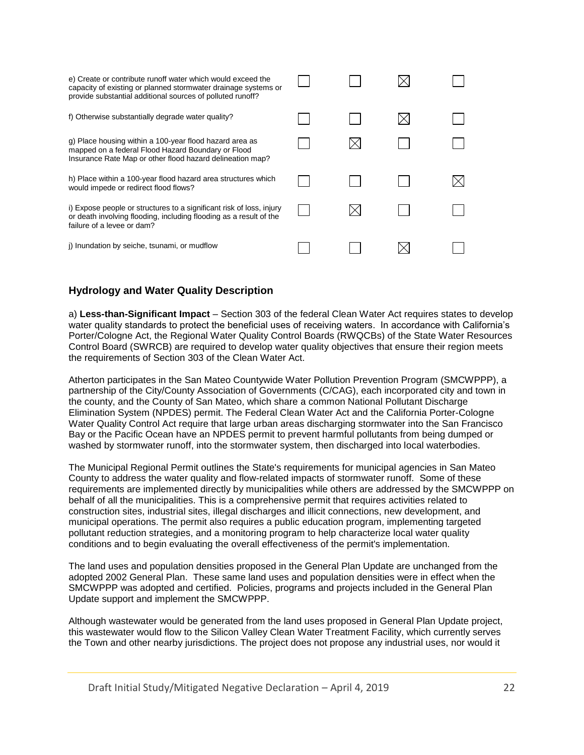| | | | | |
|---|---|---|---|---|
| e) Create or contribute runoff water which would exceed the capacity of existing or planned stormwater drainage systems or provide substantial additional sources of polluted runoff? | ☐ | ☐ | ☒ | ☐ |
| f) Otherwise substantially degrade water quality? | ☐ | ☐ | ☒ | ☐ |
| g) Place housing within a 100-year flood hazard area as mapped on a federal Flood Hazard Boundary or Flood Insurance Rate Map or other flood hazard delineation map? | ☐ | ☒ | ☐ | ☐ |
| h) Place within a 100-year flood hazard area structures which would impede or redirect flood flows? | ☐ | ☐ | ☐ | ☒ |
| i) Expose people or structures to a significant risk of loss, injury or death involving flooding, including flooding as a result of the failure of a levee or dam? | ☐ | ☒ | ☐ | ☐ |
| j) Inundation by seiche, tsunami, or mudflow | ☐ | ☐ | ☒ | ☐ |

### Hydrology and Water Quality Description

a) **Less-than-Significant Impact** – Section 303 of the federal Clean Water Act requires states to develop water quality standards to protect the beneficial uses of receiving waters. In accordance with California's Porter/Cologne Act, the Regional Water Quality Control Boards (RWQCBs) of the State Water Resources Control Board (SWRCB) are required to develop water quality objectives that ensure their region meets the requirements of Section 303 of the Clean Water Act.

Atherton participates in the San Mateo Countywide Water Pollution Prevention Program (SMCWPPP), a partnership of the City/County Association of Governments (C/CAG), each incorporated city and town in the county, and the County of San Mateo, which share a common National Pollutant Discharge Elimination System (NPDES) permit. The Federal Clean Water Act and the California Porter-Cologne Water Quality Control Act require that large urban areas discharging stormwater into the San Francisco Bay or the Pacific Ocean have an NPDES permit to prevent harmful pollutants from being dumped or washed by stormwater runoff, into the stormwater system, then discharged into local waterbodies.

The Municipal Regional Permit outlines the State's requirements for municipal agencies in San Mateo County to address the water quality and flow-related impacts of stormwater runoff. Some of these requirements are implemented directly by municipalities while others are addressed by the SMCWPPP on behalf of all the municipalities. This is a comprehensive permit that requires activities related to construction sites, industrial sites, illegal discharges and illicit connections, new development, and municipal operations. The permit also requires a public education program, implementing targeted pollutant reduction strategies, and a monitoring program to help characterize local water quality conditions and to begin evaluating the overall effectiveness of the permit's implementation.

The land uses and population densities proposed in the General Plan Update are unchanged from the adopted 2002 General Plan. These same land uses and population densities were in effect when the SMCWPPP was adopted and certified. Policies, programs and projects included in the General Plan Update support and implement the SMCWPPP.

Although wastewater would be generated from the land uses proposed in General Plan Update project, this wastewater would flow to the Silicon Valley Clean Water Treatment Facility, which currently serves the Town and other nearby jurisdictions. The project does not propose any industrial uses, nor would it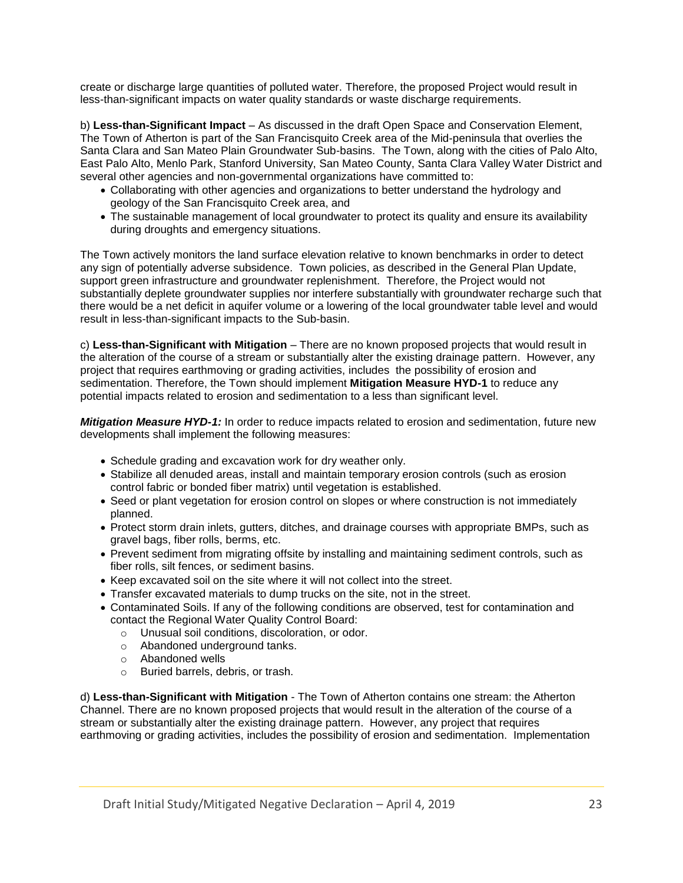create or discharge large quantities of polluted water. Therefore, the proposed Project would result in less-than-significant impacts on water quality standards or waste discharge requirements.

b) **Less-than-Significant Impact** – As discussed in the draft Open Space and Conservation Element, The Town of Atherton is part of the San Francisquito Creek area of the Mid-peninsula that overlies the Santa Clara and San Mateo Plain Groundwater Sub-basins. The Town, along with the cities of Palo Alto, East Palo Alto, Menlo Park, Stanford University, San Mateo County, Santa Clara Valley Water District and several other agencies and non-governmental organizations have committed to:

- Collaborating with other agencies and organizations to better understand the hydrology and geology of the San Francisquito Creek area, and
- The sustainable management of local groundwater to protect its quality and ensure its availability during droughts and emergency situations.

The Town actively monitors the land surface elevation relative to known benchmarks in order to detect any sign of potentially adverse subsidence. Town policies, as described in the General Plan Update, support green infrastructure and groundwater replenishment. Therefore, the Project would not substantially deplete groundwater supplies nor interfere substantially with groundwater recharge such that there would be a net deficit in aquifer volume or a lowering of the local groundwater table level and would result in less-than-significant impacts to the Sub-basin.

c) **Less-than-Significant with Mitigation** – There are no known proposed projects that would result in the alteration of the course of a stream or substantially alter the existing drainage pattern. However, any project that requires earthmoving or grading activities, includes the possibility of erosion and sedimentation. Therefore, the Town should implement **Mitigation Measure HYD-1** to reduce any potential impacts related to erosion and sedimentation to a less than significant level.

***Mitigation Measure HYD-1:*** In order to reduce impacts related to erosion and sedimentation, future new developments shall implement the following measures:

- Schedule grading and excavation work for dry weather only.
- Stabilize all denuded areas, install and maintain temporary erosion controls (such as erosion control fabric or bonded fiber matrix) until vegetation is established.
- Seed or plant vegetation for erosion control on slopes or where construction is not immediately planned.
- Protect storm drain inlets, gutters, ditches, and drainage courses with appropriate BMPs, such as gravel bags, fiber rolls, berms, etc.
- Prevent sediment from migrating offsite by installing and maintaining sediment controls, such as fiber rolls, silt fences, or sediment basins.
- Keep excavated soil on the site where it will not collect into the street.
- Transfer excavated materials to dump trucks on the site, not in the street.
- Contaminated Soils. If any of the following conditions are observed, test for contamination and contact the Regional Water Quality Control Board:
  - Unusual soil conditions, discoloration, or odor.
  - Abandoned underground tanks.
  - Abandoned wells
  - Buried barrels, debris, or trash.

d) **Less-than-Significant with Mitigation** - The Town of Atherton contains one stream: the Atherton Channel. There are no known proposed projects that would result in the alteration of the course of a stream or substantially alter the existing drainage pattern. However, any project that requires earthmoving or grading activities, includes the possibility of erosion and sedimentation. Implementation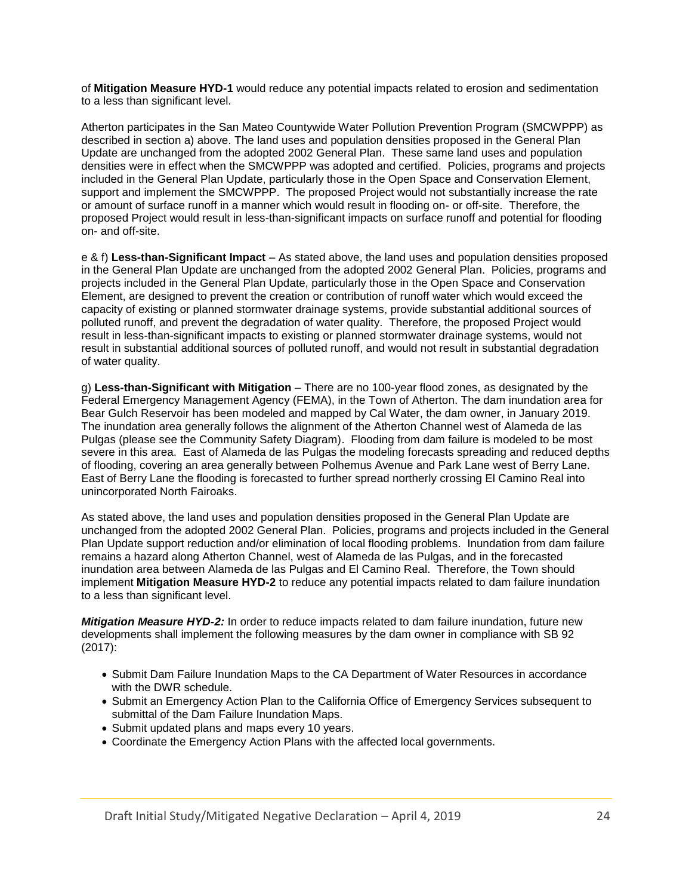of **Mitigation Measure HYD-1** would reduce any potential impacts related to erosion and sedimentation to a less than significant level.

Atherton participates in the San Mateo Countywide Water Pollution Prevention Program (SMCWPPP) as described in section a) above. The land uses and population densities proposed in the General Plan Update are unchanged from the adopted 2002 General Plan. These same land uses and population densities were in effect when the SMCWPPP was adopted and certified. Policies, programs and projects included in the General Plan Update, particularly those in the Open Space and Conservation Element, support and implement the SMCWPPP. The proposed Project would not substantially increase the rate or amount of surface runoff in a manner which would result in flooding on- or off-site. Therefore, the proposed Project would result in less-than-significant impacts on surface runoff and potential for flooding on- and off-site.

e & f) **Less-than-Significant Impact** – As stated above, the land uses and population densities proposed in the General Plan Update are unchanged from the adopted 2002 General Plan. Policies, programs and projects included in the General Plan Update, particularly those in the Open Space and Conservation Element, are designed to prevent the creation or contribution of runoff water which would exceed the capacity of existing or planned stormwater drainage systems, provide substantial additional sources of polluted runoff, and prevent the degradation of water quality. Therefore, the proposed Project would result in less-than-significant impacts to existing or planned stormwater drainage systems, would not result in substantial additional sources of polluted runoff, and would not result in substantial degradation of water quality.

g) **Less-than-Significant with Mitigation** – There are no 100-year flood zones, as designated by the Federal Emergency Management Agency (FEMA), in the Town of Atherton. The dam inundation area for Bear Gulch Reservoir has been modeled and mapped by Cal Water, the dam owner, in January 2019. The inundation area generally follows the alignment of the Atherton Channel west of Alameda de las Pulgas (please see the Community Safety Diagram). Flooding from dam failure is modeled to be most severe in this area. East of Alameda de las Pulgas the modeling forecasts spreading and reduced depths of flooding, covering an area generally between Polhemus Avenue and Park Lane west of Berry Lane. East of Berry Lane the flooding is forecasted to further spread northerly crossing El Camino Real into unincorporated North Fairoaks.

As stated above, the land uses and population densities proposed in the General Plan Update are unchanged from the adopted 2002 General Plan. Policies, programs and projects included in the General Plan Update support reduction and/or elimination of local flooding problems. Inundation from dam failure remains a hazard along Atherton Channel, west of Alameda de las Pulgas, and in the forecasted inundation area between Alameda de las Pulgas and El Camino Real. Therefore, the Town should implement **Mitigation Measure HYD-2** to reduce any potential impacts related to dam failure inundation to a less than significant level.

***Mitigation Measure HYD-2:*** In order to reduce impacts related to dam failure inundation, future new developments shall implement the following measures by the dam owner in compliance with SB 92 (2017):

- Submit Dam Failure Inundation Maps to the CA Department of Water Resources in accordance with the DWR schedule.
- Submit an Emergency Action Plan to the California Office of Emergency Services subsequent to submittal of the Dam Failure Inundation Maps.
- Submit updated plans and maps every 10 years.
- Coordinate the Emergency Action Plans with the affected local governments.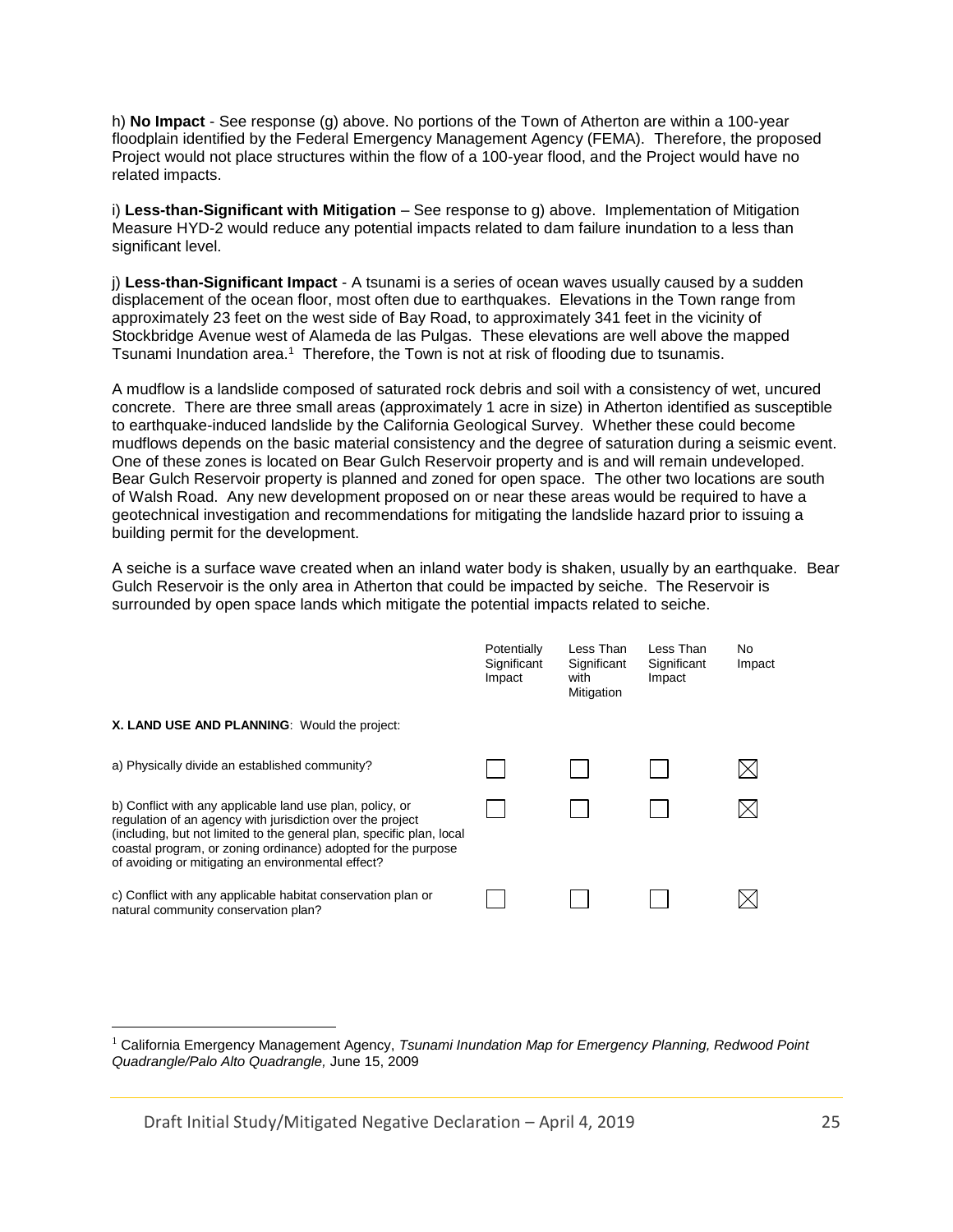h) **No Impact** - See response (g) above. No portions of the Town of Atherton are within a 100-year floodplain identified by the Federal Emergency Management Agency (FEMA). Therefore, the proposed Project would not place structures within the flow of a 100-year flood, and the Project would have no related impacts.

i) **Less-than-Significant with Mitigation** – See response to g) above. Implementation of Mitigation Measure HYD-2 would reduce any potential impacts related to dam failure inundation to a less than significant level.

j) **Less-than-Significant Impact** - A tsunami is a series of ocean waves usually caused by a sudden displacement of the ocean floor, most often due to earthquakes. Elevations in the Town range from approximately 23 feet on the west side of Bay Road, to approximately 341 feet in the vicinity of Stockbridge Avenue west of Alameda de las Pulgas. These elevations are well above the mapped Tsunami Inundation area.[1] Therefore, the Town is not at risk of flooding due to tsunamis.

A mudflow is a landslide composed of saturated rock debris and soil with a consistency of wet, uncured concrete. There are three small areas (approximately 1 acre in size) in Atherton identified as susceptible to earthquake-induced landslide by the California Geological Survey. Whether these could become mudflows depends on the basic material consistency and the degree of saturation during a seismic event. One of these zones is located on Bear Gulch Reservoir property and is and will remain undeveloped. Bear Gulch Reservoir property is planned and zoned for open space. The other two locations are south of Walsh Road. Any new development proposed on or near these areas would be required to have a geotechnical investigation and recommendations for mitigating the landslide hazard prior to issuing a building permit for the development.

A seiche is a surface wave created when an inland water body is shaken, usually by an earthquake. Bear Gulch Reservoir is the only area in Atherton that could be impacted by seiche. The Reservoir is surrounded by open space lands which mitigate the potential impacts related to seiche.

| | Potentially Significant Impact | Less Than Significant with Mitigation | Less Than Significant Impact | No Impact |
|---|---|---|---|---|
| **X. LAND USE AND PLANNING**: Would the project: | | | | |
| a) Physically divide an established community? | ☐ | ☐ | ☐ | ☒ |
| b) Conflict with any applicable land use plan, policy, or regulation of an agency with jurisdiction over the project (including, but not limited to the general plan, specific plan, local coastal program, or zoning ordinance) adopted for the purpose of avoiding or mitigating an environmental effect? | ☐ | ☐ | ☐ | ☒ |
| c) Conflict with any applicable habitat conservation plan or natural community conservation plan? | ☐ | ☐ | ☐ | ☒ |

[1] California Emergency Management Agency, *Tsunami Inundation Map for Emergency Planning, Redwood Point Quadrangle/Palo Alto Quadrangle,* June 15, 2009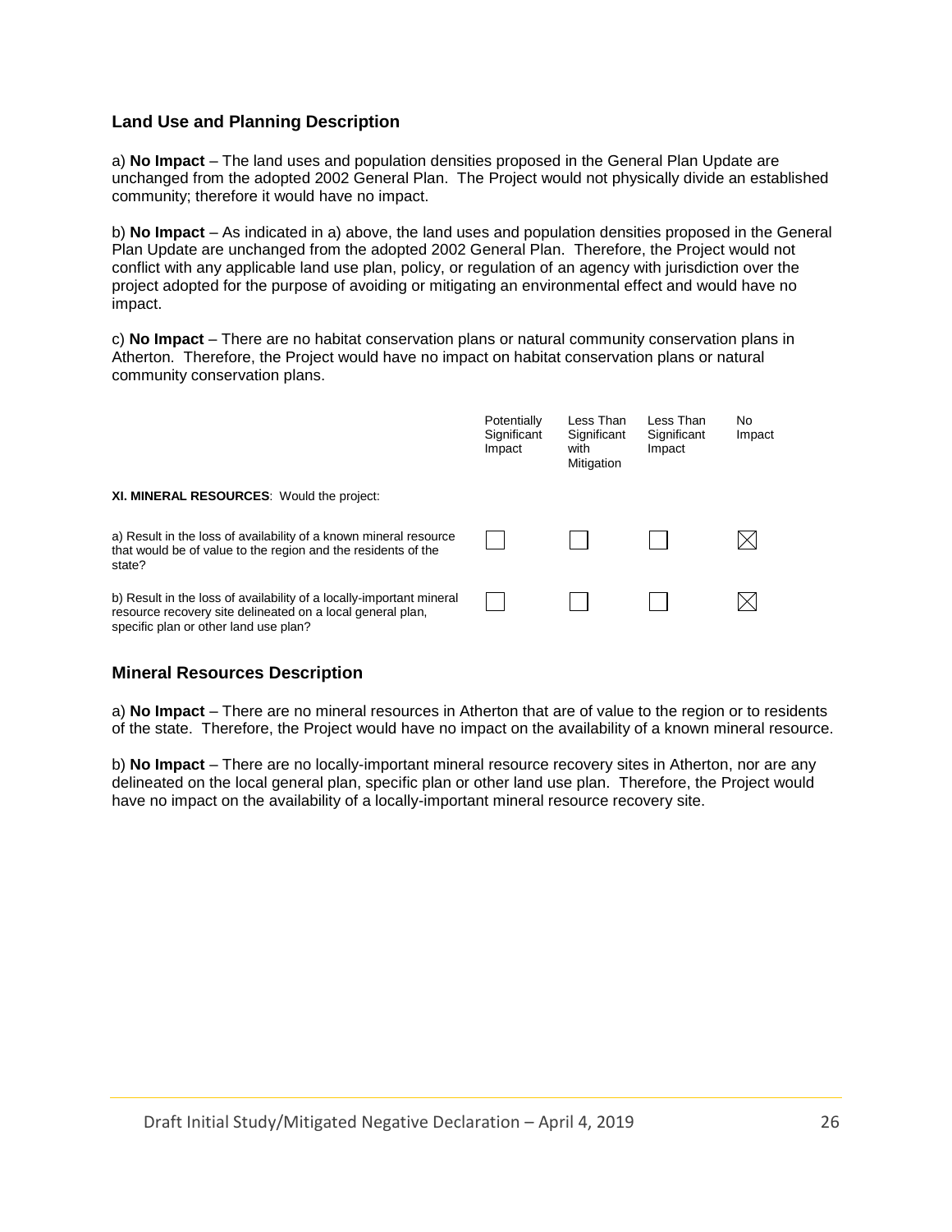## Land Use and Planning Description

a) **No Impact** – The land uses and population densities proposed in the General Plan Update are unchanged from the adopted 2002 General Plan. The Project would not physically divide an established community; therefore it would have no impact.

b) **No Impact** – As indicated in a) above, the land uses and population densities proposed in the General Plan Update are unchanged from the adopted 2002 General Plan. Therefore, the Project would not conflict with any applicable land use plan, policy, or regulation of an agency with jurisdiction over the project adopted for the purpose of avoiding or mitigating an environmental effect and would have no impact.

c) **No Impact** – There are no habitat conservation plans or natural community conservation plans in Atherton. Therefore, the Project would have no impact on habitat conservation plans or natural community conservation plans.

| | Potentially Significant Impact | Less Than Significant with Mitigation | Less Than Significant Impact | No Impact |
|---|---|---|---|---|
| **XI. MINERAL RESOURCES**: Would the project: | | | | |
| a) Result in the loss of availability of a known mineral resource that would be of value to the region and the residents of the state? | ☐ | ☐ | ☐ | ☒ |
| b) Result in the loss of availability of a locally-important mineral resource recovery site delineated on a local general plan, specific plan or other land use plan? | ☐ | ☐ | ☐ | ☒ |

## Mineral Resources Description

a) **No Impact** – There are no mineral resources in Atherton that are of value to the region or to residents of the state. Therefore, the Project would have no impact on the availability of a known mineral resource.

b) **No Impact** – There are no locally-important mineral resource recovery sites in Atherton, nor are any delineated on the local general plan, specific plan or other land use plan. Therefore, the Project would have no impact on the availability of a locally-important mineral resource recovery site.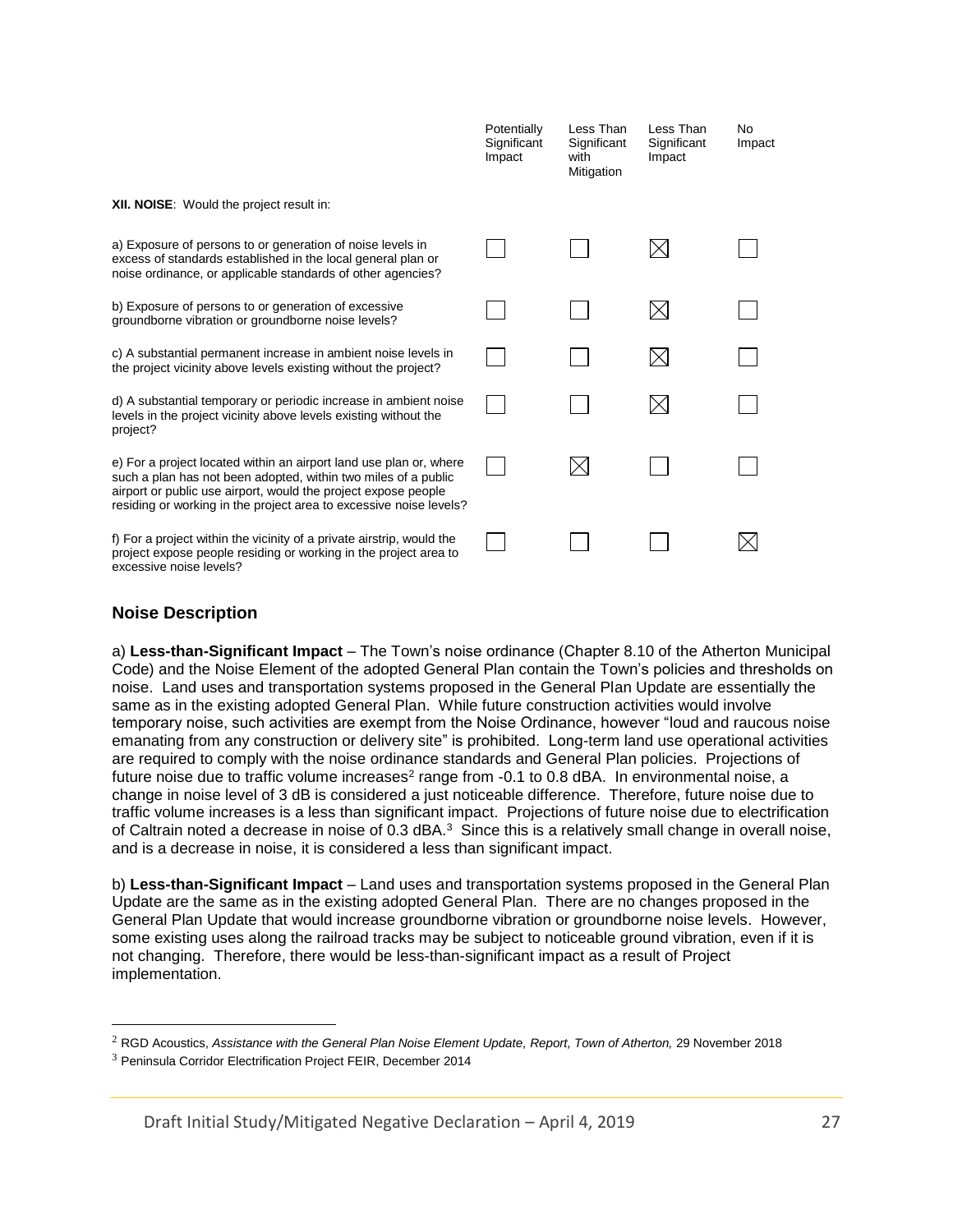| | Potentially Significant Impact | Less Than Significant with Mitigation | Less Than Significant Impact | No Impact |
|---|---|---|---|---|
| **XII. NOISE**: Would the project result in: | | | | |
| a) Exposure of persons to or generation of noise levels in excess of standards established in the local general plan or noise ordinance, or applicable standards of other agencies? | ☐ | ☐ | ☒ | ☐ |
| b) Exposure of persons to or generation of excessive groundborne vibration or groundborne noise levels? | ☐ | ☐ | ☒ | ☐ |
| c) A substantial permanent increase in ambient noise levels in the project vicinity above levels existing without the project? | ☐ | ☐ | ☒ | ☐ |
| d) A substantial temporary or periodic increase in ambient noise levels in the project vicinity above levels existing without the project? | ☐ | ☐ | ☒ | ☐ |
| e) For a project located within an airport land use plan or, where such a plan has not been adopted, within two miles of a public airport or public use airport, would the project expose people residing or working in the project area to excessive noise levels? | ☐ | ☒ | ☐ | ☐ |
| f) For a project within the vicinity of a private airstrip, would the project expose people residing or working in the project area to excessive noise levels? | ☐ | ☐ | ☐ | ☒ |

## Noise Description

a) **Less-than-Significant Impact** – The Town's noise ordinance (Chapter 8.10 of the Atherton Municipal Code) and the Noise Element of the adopted General Plan contain the Town's policies and thresholds on noise. Land uses and transportation systems proposed in the General Plan Update are essentially the same as in the existing adopted General Plan. While future construction activities would involve temporary noise, such activities are exempt from the Noise Ordinance, however "loud and raucous noise emanating from any construction or delivery site" is prohibited. Long-term land use operational activities are required to comply with the noise ordinance standards and General Plan policies. Projections of future noise due to traffic volume increases[2] range from -0.1 to 0.8 dBA. In environmental noise, a change in noise level of 3 dB is considered a just noticeable difference. Therefore, future noise due to traffic volume increases is a less than significant impact. Projections of future noise due to electrification of Caltrain noted a decrease in noise of 0.3 dBA.[3] Since this is a relatively small change in overall noise, and is a decrease in noise, it is considered a less than significant impact.

b) **Less-than-Significant Impact** – Land uses and transportation systems proposed in the General Plan Update are the same as in the existing adopted General Plan. There are no changes proposed in the General Plan Update that would increase groundborne vibration or groundborne noise levels. However, some existing uses along the railroad tracks may be subject to noticeable ground vibration, even if it is not changing. Therefore, there would be less-than-significant impact as a result of Project implementation.

---

[2] RGD Acoustics, *Assistance with the General Plan Noise Element Update, Report, Town of Atherton,* 29 November 2018

[3] Peninsula Corridor Electrification Project FEIR, December 2014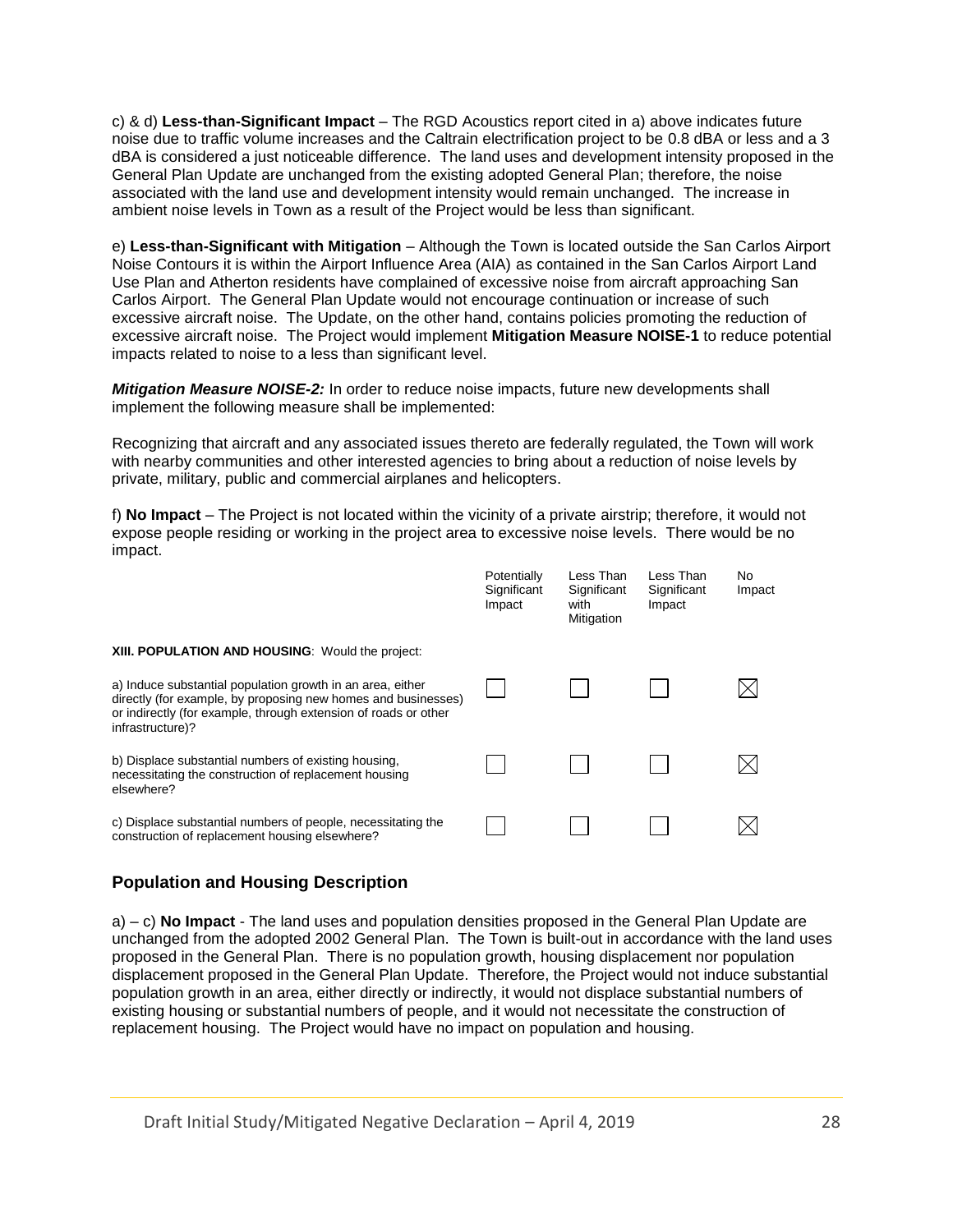c) & d) **Less-than-Significant Impact** – The RGD Acoustics report cited in a) above indicates future noise due to traffic volume increases and the Caltrain electrification project to be 0.8 dBA or less and a 3 dBA is considered a just noticeable difference. The land uses and development intensity proposed in the General Plan Update are unchanged from the existing adopted General Plan; therefore, the noise associated with the land use and development intensity would remain unchanged. The increase in ambient noise levels in Town as a result of the Project would be less than significant.

e) **Less-than-Significant with Mitigation** – Although the Town is located outside the San Carlos Airport Noise Contours it is within the Airport Influence Area (AIA) as contained in the San Carlos Airport Land Use Plan and Atherton residents have complained of excessive noise from aircraft approaching San Carlos Airport. The General Plan Update would not encourage continuation or increase of such excessive aircraft noise. The Update, on the other hand, contains policies promoting the reduction of excessive aircraft noise. The Project would implement **Mitigation Measure NOISE-1** to reduce potential impacts related to noise to a less than significant level.

***Mitigation Measure NOISE-2:*** In order to reduce noise impacts, future new developments shall implement the following measure shall be implemented:

Recognizing that aircraft and any associated issues thereto are federally regulated, the Town will work with nearby communities and other interested agencies to bring about a reduction of noise levels by private, military, public and commercial airplanes and helicopters.

f) **No Impact** – The Project is not located within the vicinity of a private airstrip; therefore, it would not expose people residing or working in the project area to excessive noise levels. There would be no impact.

| | Potentially Significant Impact | Less Than Significant with Mitigation | Less Than Significant Impact | No Impact |
|---|---|---|---|---|
| **XIII. POPULATION AND HOUSING**: Would the project: | | | | |
| a) Induce substantial population growth in an area, either directly (for example, by proposing new homes and businesses) or indirectly (for example, through extension of roads or other infrastructure)? | ☐ | ☐ | ☐ | ☒ |
| b) Displace substantial numbers of existing housing, necessitating the construction of replacement housing elsewhere? | ☐ | ☐ | ☐ | ☒ |
| c) Displace substantial numbers of people, necessitating the construction of replacement housing elsewhere? | ☐ | ☐ | ☐ | ☒ |

## Population and Housing Description

a) – c) **No Impact** - The land uses and population densities proposed in the General Plan Update are unchanged from the adopted 2002 General Plan. The Town is built-out in accordance with the land uses proposed in the General Plan. There is no population growth, housing displacement nor population displacement proposed in the General Plan Update. Therefore, the Project would not induce substantial population growth in an area, either directly or indirectly, it would not displace substantial numbers of existing housing or substantial numbers of people, and it would not necessitate the construction of replacement housing. The Project would have no impact on population and housing.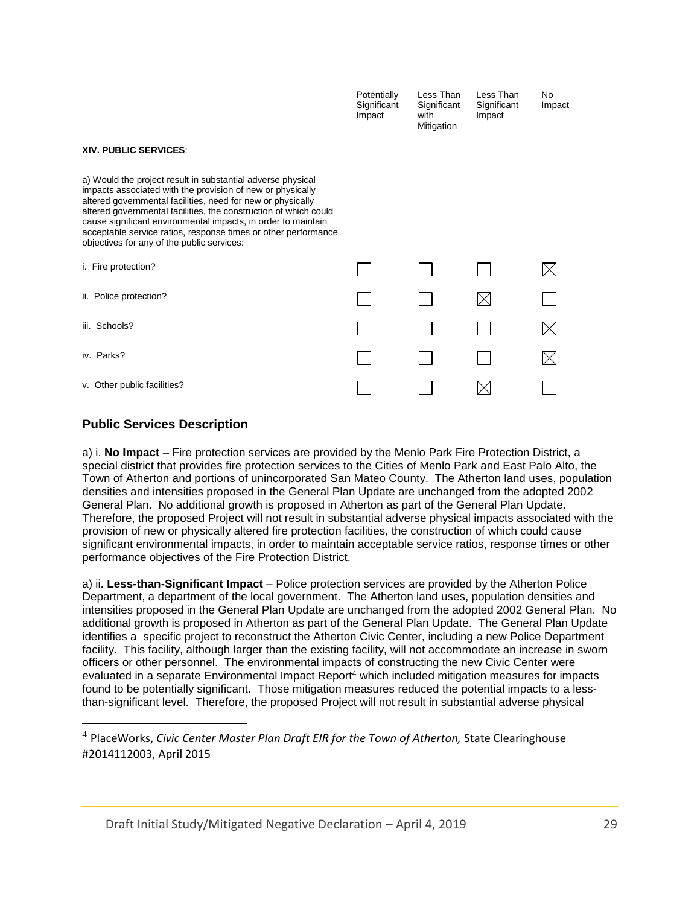| | Potentially Significant Impact | Less Than Significant with Mitigation | Less Than Significant Impact | No Impact |
|---|---|---|---|---|
| **XIV. PUBLIC SERVICES**: | | | | |
| a) Would the project result in substantial adverse physical impacts associated with the provision of new or physically altered governmental facilities, need for new or physically altered governmental facilities, the construction of which could cause significant environmental impacts, in order to maintain acceptable service ratios, response times or other performance objectives for any of the public services: | | | | |
| i. Fire protection? | ☐ | ☐ | ☐ | ☒ |
| ii. Police protection? | ☐ | ☐ | ☒ | ☐ |
| iii. Schools? | ☐ | ☐ | ☐ | ☒ |
| iv. Parks? | ☐ | ☐ | ☐ | ☒ |
| v. Other public facilities? | ☐ | ☐ | ☒ | ☐ |

## Public Services Description

a) i. **No Impact** – Fire protection services are provided by the Menlo Park Fire Protection District, a special district that provides fire protection services to the Cities of Menlo Park and East Palo Alto, the Town of Atherton and portions of unincorporated San Mateo County. The Atherton land uses, population densities and intensities proposed in the General Plan Update are unchanged from the adopted 2002 General Plan. No additional growth is proposed in Atherton as part of the General Plan Update. Therefore, the proposed Project will not result in substantial adverse physical impacts associated with the provision of new or physically altered fire protection facilities, the construction of which could cause significant environmental impacts, in order to maintain acceptable service ratios, response times or other performance objectives of the Fire Protection District.

a) ii. **Less-than-Significant Impact** – Police protection services are provided by the Atherton Police Department, a department of the local government. The Atherton land uses, population densities and intensities proposed in the General Plan Update are unchanged from the adopted 2002 General Plan. No additional growth is proposed in Atherton as part of the General Plan Update. The General Plan Update identifies a specific project to reconstruct the Atherton Civic Center, including a new Police Department facility. This facility, although larger than the existing facility, will not accommodate an increase in sworn officers or other personnel. The environmental impacts of constructing the new Civic Center were evaluated in a separate Environmental Impact Report[4] which included mitigation measures for impacts found to be potentially significant. Those mitigation measures reduced the potential impacts to a less-than-significant level. Therefore, the proposed Project will not result in substantial adverse physical

[4] PlaceWorks, *Civic Center Master Plan Draft EIR for the Town of Atherton,* State Clearinghouse #2014112003, April 2015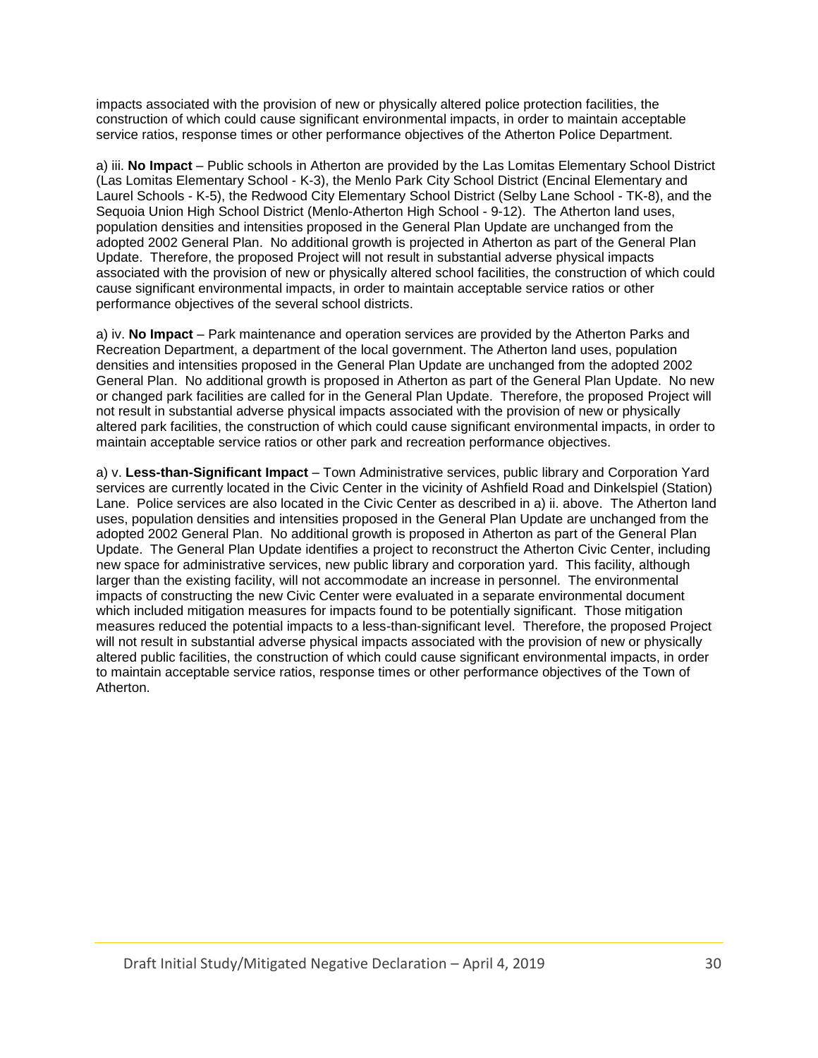impacts associated with the provision of new or physically altered police protection facilities, the construction of which could cause significant environmental impacts, in order to maintain acceptable service ratios, response times or other performance objectives of the Atherton Police Department.

a) iii. **No Impact** – Public schools in Atherton are provided by the Las Lomitas Elementary School District (Las Lomitas Elementary School - K-3), the Menlo Park City School District (Encinal Elementary and Laurel Schools - K-5), the Redwood City Elementary School District (Selby Lane School - TK-8), and the Sequoia Union High School District (Menlo-Atherton High School - 9-12). The Atherton land uses, population densities and intensities proposed in the General Plan Update are unchanged from the adopted 2002 General Plan. No additional growth is projected in Atherton as part of the General Plan Update. Therefore, the proposed Project will not result in substantial adverse physical impacts associated with the provision of new or physically altered school facilities, the construction of which could cause significant environmental impacts, in order to maintain acceptable service ratios or other performance objectives of the several school districts.

a) iv. **No Impact** – Park maintenance and operation services are provided by the Atherton Parks and Recreation Department, a department of the local government. The Atherton land uses, population densities and intensities proposed in the General Plan Update are unchanged from the adopted 2002 General Plan. No additional growth is proposed in Atherton as part of the General Plan Update. No new or changed park facilities are called for in the General Plan Update. Therefore, the proposed Project will not result in substantial adverse physical impacts associated with the provision of new or physically altered park facilities, the construction of which could cause significant environmental impacts, in order to maintain acceptable service ratios or other park and recreation performance objectives.

a) v. **Less-than-Significant Impact** – Town Administrative services, public library and Corporation Yard services are currently located in the Civic Center in the vicinity of Ashfield Road and Dinkelspiel (Station) Lane. Police services are also located in the Civic Center as described in a) ii. above. The Atherton land uses, population densities and intensities proposed in the General Plan Update are unchanged from the adopted 2002 General Plan. No additional growth is proposed in Atherton as part of the General Plan Update. The General Plan Update identifies a project to reconstruct the Atherton Civic Center, including new space for administrative services, new public library and corporation yard. This facility, although larger than the existing facility, will not accommodate an increase in personnel. The environmental impacts of constructing the new Civic Center were evaluated in a separate environmental document which included mitigation measures for impacts found to be potentially significant. Those mitigation measures reduced the potential impacts to a less-than-significant level. Therefore, the proposed Project will not result in substantial adverse physical impacts associated with the provision of new or physically altered public facilities, the construction of which could cause significant environmental impacts, in order to maintain acceptable service ratios, response times or other performance objectives of the Town of Atherton.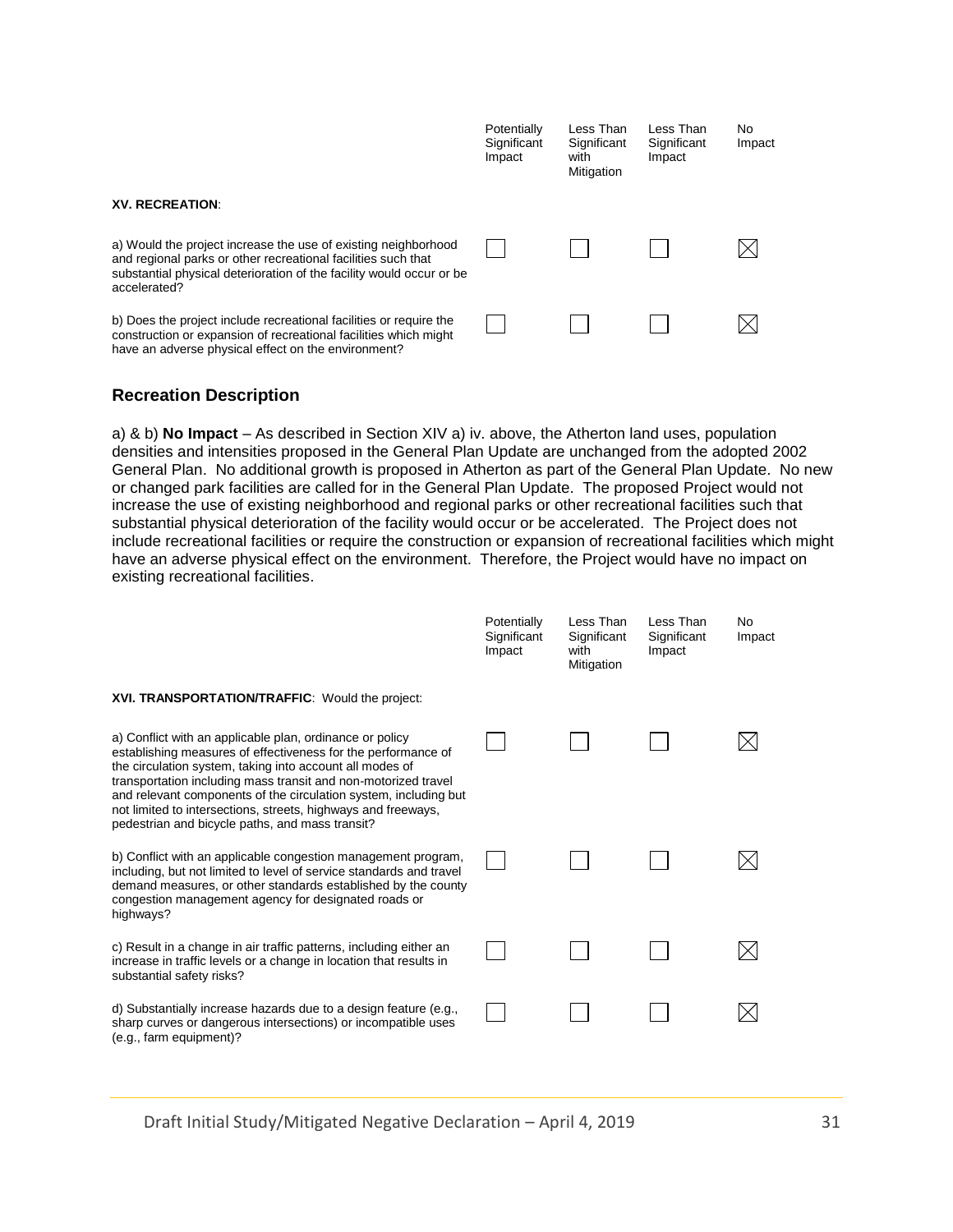| | Potentially Significant Impact | Less Than Significant with Mitigation | Less Than Significant Impact | No Impact |
|---|---|---|---|---|
| **XV. RECREATION**: | | | | |
| a) Would the project increase the use of existing neighborhood and regional parks or other recreational facilities such that substantial physical deterioration of the facility would occur or be accelerated? | ☐ | ☐ | ☐ | ☒ |
| b) Does the project include recreational facilities or require the construction or expansion of recreational facilities which might have an adverse physical effect on the environment? | ☐ | ☐ | ☐ | ☒ |

## Recreation Description

a) & b) **No Impact** – As described in Section XIV a) iv. above, the Atherton land uses, population densities and intensities proposed in the General Plan Update are unchanged from the adopted 2002 General Plan. No additional growth is proposed in Atherton as part of the General Plan Update. No new or changed park facilities are called for in the General Plan Update. The proposed Project would not increase the use of existing neighborhood and regional parks or other recreational facilities such that substantial physical deterioration of the facility would occur or be accelerated. The Project does not include recreational facilities or require the construction or expansion of recreational facilities which might have an adverse physical effect on the environment. Therefore, the Project would have no impact on existing recreational facilities.

| | Potentially Significant Impact | Less Than Significant with Mitigation | Less Than Significant Impact | No Impact |
|---|---|---|---|---|
| **XVI. TRANSPORTATION/TRAFFIC**: Would the project: | | | | |
| a) Conflict with an applicable plan, ordinance or policy establishing measures of effectiveness for the performance of the circulation system, taking into account all modes of transportation including mass transit and non-motorized travel and relevant components of the circulation system, including but not limited to intersections, streets, highways and freeways, pedestrian and bicycle paths, and mass transit? | ☐ | ☐ | ☐ | ☒ |
| b) Conflict with an applicable congestion management program, including, but not limited to level of service standards and travel demand measures, or other standards established by the county congestion management agency for designated roads or highways? | ☐ | ☐ | ☐ | ☒ |
| c) Result in a change in air traffic patterns, including either an increase in traffic levels or a change in location that results in substantial safety risks? | ☐ | ☐ | ☐ | ☒ |
| d) Substantially increase hazards due to a design feature (e.g., sharp curves or dangerous intersections) or incompatible uses (e.g., farm equipment)? | ☐ | ☐ | ☐ | ☒ |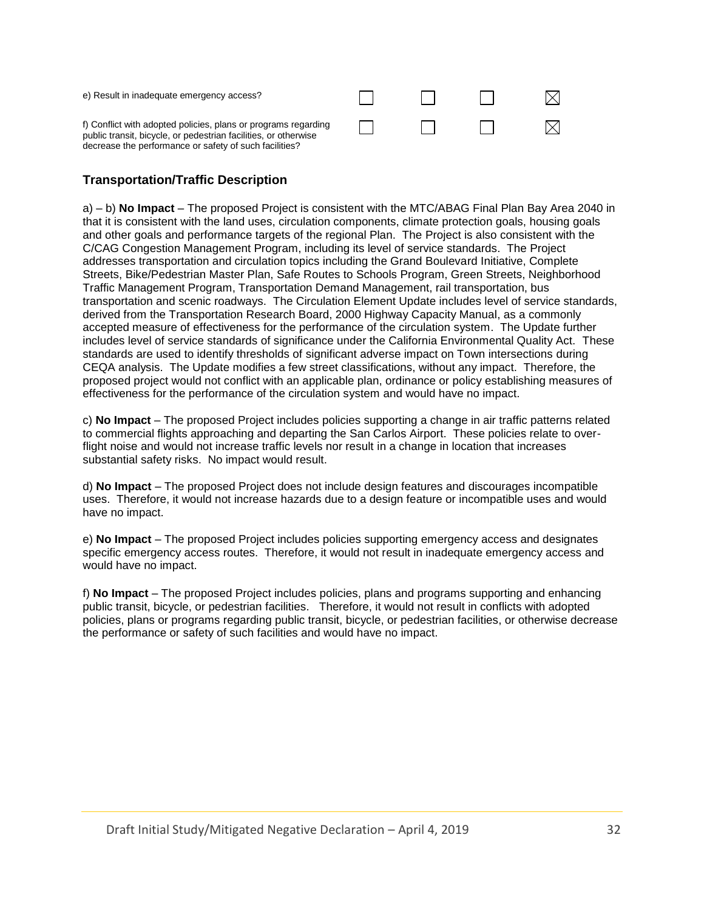| | | | | |
|---|---|---|---|---|
| e) Result in inadequate emergency access? | ☐ | ☐ | ☐ | ☒ |
| f) Conflict with adopted policies, plans or programs regarding public transit, bicycle, or pedestrian facilities, or otherwise decrease the performance or safety of such facilities? | ☐ | ☐ | ☐ | ☒ |

### Transportation/Traffic Description

a) – b) **No Impact** – The proposed Project is consistent with the MTC/ABAG Final Plan Bay Area 2040 in that it is consistent with the land uses, circulation components, climate protection goals, housing goals and other goals and performance targets of the regional Plan. The Project is also consistent with the C/CAG Congestion Management Program, including its level of service standards. The Project addresses transportation and circulation topics including the Grand Boulevard Initiative, Complete Streets, Bike/Pedestrian Master Plan, Safe Routes to Schools Program, Green Streets, Neighborhood Traffic Management Program, Transportation Demand Management, rail transportation, bus transportation and scenic roadways. The Circulation Element Update includes level of service standards, derived from the Transportation Research Board, 2000 Highway Capacity Manual, as a commonly accepted measure of effectiveness for the performance of the circulation system. The Update further includes level of service standards of significance under the California Environmental Quality Act. These standards are used to identify thresholds of significant adverse impact on Town intersections during CEQA analysis. The Update modifies a few street classifications, without any impact. Therefore, the proposed project would not conflict with an applicable plan, ordinance or policy establishing measures of effectiveness for the performance of the circulation system and would have no impact.

c) **No Impact** – The proposed Project includes policies supporting a change in air traffic patterns related to commercial flights approaching and departing the San Carlos Airport. These policies relate to over-flight noise and would not increase traffic levels nor result in a change in location that increases substantial safety risks. No impact would result.

d) **No Impact** – The proposed Project does not include design features and discourages incompatible uses. Therefore, it would not increase hazards due to a design feature or incompatible uses and would have no impact.

e) **No Impact** – The proposed Project includes policies supporting emergency access and designates specific emergency access routes. Therefore, it would not result in inadequate emergency access and would have no impact.

f) **No Impact** – The proposed Project includes policies, plans and programs supporting and enhancing public transit, bicycle, or pedestrian facilities. Therefore, it would not result in conflicts with adopted policies, plans or programs regarding public transit, bicycle, or pedestrian facilities, or otherwise decrease the performance or safety of such facilities and would have no impact.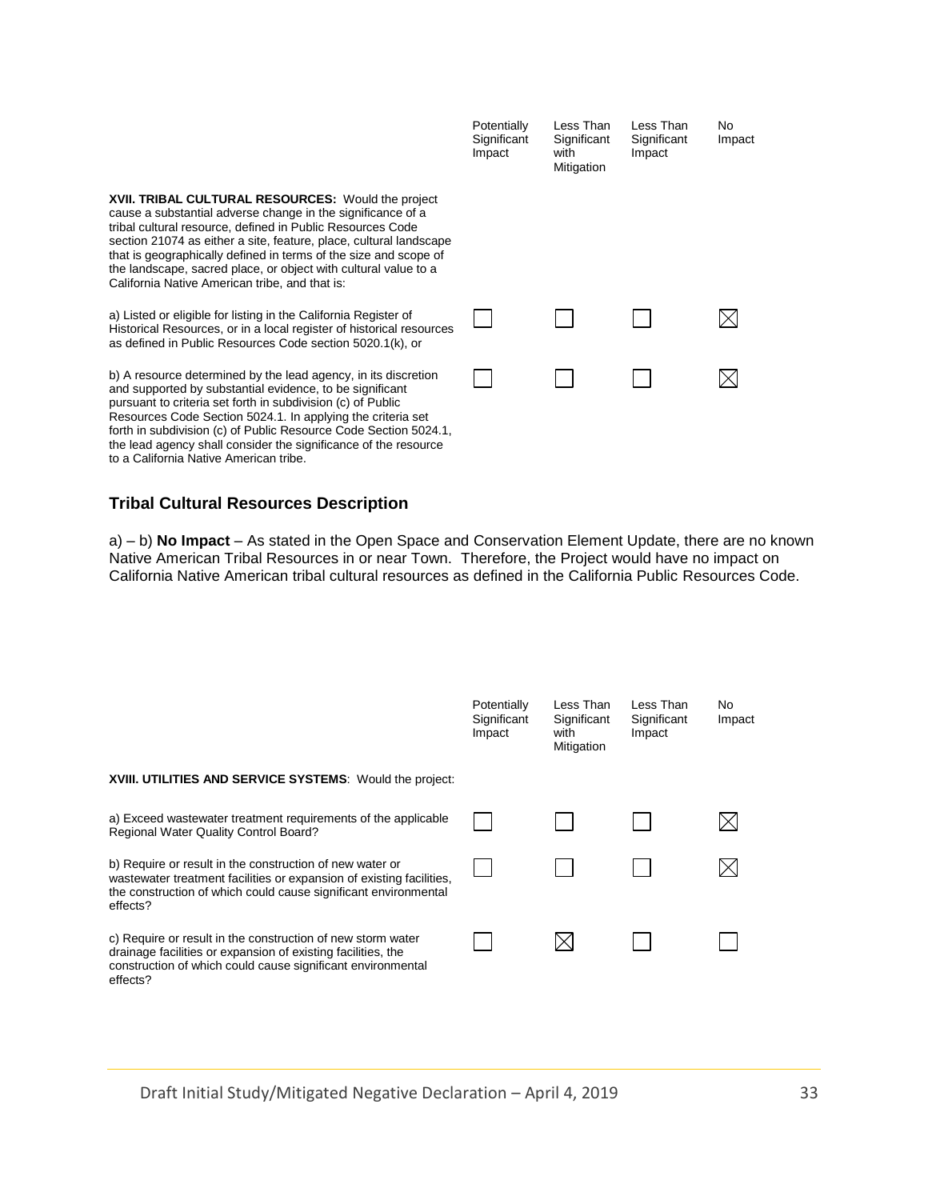| | Potentially Significant Impact | Less Than Significant with Mitigation | Less Than Significant Impact | No Impact |
|---|---|---|---|---|
| **XVII. TRIBAL CULTURAL RESOURCES:** Would the project cause a substantial adverse change in the significance of a tribal cultural resource, defined in Public Resources Code section 21074 as either a site, feature, place, cultural landscape that is geographically defined in terms of the size and scope of the landscape, sacred place, or object with cultural value to a California Native American tribe, and that is: | | | | |
| a) Listed or eligible for listing in the California Register of Historical Resources, or in a local register of historical resources as defined in Public Resources Code section 5020.1(k), or | ☐ | ☐ | ☐ | ☒ |
| b) A resource determined by the lead agency, in its discretion and supported by substantial evidence, to be significant pursuant to criteria set forth in subdivision (c) of Public Resources Code Section 5024.1. In applying the criteria set forth in subdivision (c) of Public Resource Code Section 5024.1, the lead agency shall consider the significance of the resource to a California Native American tribe. | ☐ | ☐ | ☐ | ☒ |

## Tribal Cultural Resources Description

a) – b) **No Impact** – As stated in the Open Space and Conservation Element Update, there are no known Native American Tribal Resources in or near Town. Therefore, the Project would have no impact on California Native American tribal cultural resources as defined in the California Public Resources Code.

| | Potentially Significant Impact | Less Than Significant with Mitigation | Less Than Significant Impact | No Impact |
|---|---|---|---|---|
| **XVIII. UTILITIES AND SERVICE SYSTEMS**: Would the project: | | | | |
| a) Exceed wastewater treatment requirements of the applicable Regional Water Quality Control Board? | ☐ | ☐ | ☐ | ☒ |
| b) Require or result in the construction of new water or wastewater treatment facilities or expansion of existing facilities, the construction of which could cause significant environmental effects? | ☐ | ☐ | ☐ | ☒ |
| c) Require or result in the construction of new storm water drainage facilities or expansion of existing facilities, the construction of which could cause significant environmental effects? | ☐ | ☒ | ☐ | ☐ |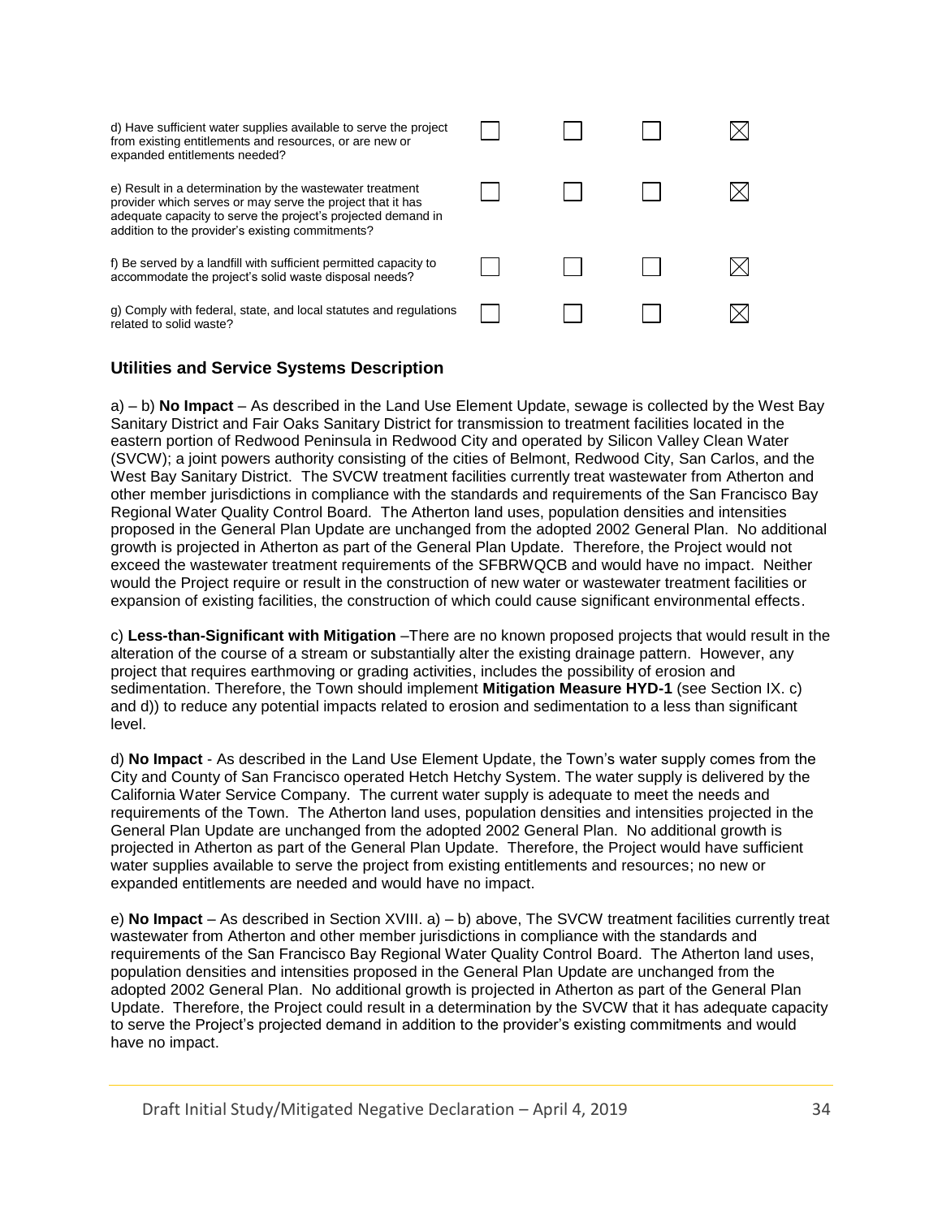| | | | | |
|---|---|---|---|---|
| d) Have sufficient water supplies available to serve the project from existing entitlements and resources, or are new or expanded entitlements needed? | ☐ | ☐ | ☐ | ☒ |
| e) Result in a determination by the wastewater treatment provider which serves or may serve the project that it has adequate capacity to serve the project's projected demand in addition to the provider's existing commitments? | ☐ | ☐ | ☐ | ☒ |
| f) Be served by a landfill with sufficient permitted capacity to accommodate the project's solid waste disposal needs? | ☐ | ☐ | ☐ | ☒ |
| g) Comply with federal, state, and local statutes and regulations related to solid waste? | ☐ | ☐ | ☐ | ☒ |

## Utilities and Service Systems Description

a) – b) **No Impact** – As described in the Land Use Element Update, sewage is collected by the West Bay Sanitary District and Fair Oaks Sanitary District for transmission to treatment facilities located in the eastern portion of Redwood Peninsula in Redwood City and operated by Silicon Valley Clean Water (SVCW); a joint powers authority consisting of the cities of Belmont, Redwood City, San Carlos, and the West Bay Sanitary District. The SVCW treatment facilities currently treat wastewater from Atherton and other member jurisdictions in compliance with the standards and requirements of the San Francisco Bay Regional Water Quality Control Board. The Atherton land uses, population densities and intensities proposed in the General Plan Update are unchanged from the adopted 2002 General Plan. No additional growth is projected in Atherton as part of the General Plan Update. Therefore, the Project would not exceed the wastewater treatment requirements of the SFBRWQCB and would have no impact. Neither would the Project require or result in the construction of new water or wastewater treatment facilities or expansion of existing facilities, the construction of which could cause significant environmental effects.

c) **Less-than-Significant with Mitigation** –There are no known proposed projects that would result in the alteration of the course of a stream or substantially alter the existing drainage pattern. However, any project that requires earthmoving or grading activities, includes the possibility of erosion and sedimentation. Therefore, the Town should implement **Mitigation Measure HYD-1** (see Section IX. c) and d)) to reduce any potential impacts related to erosion and sedimentation to a less than significant level.

d) **No Impact** - As described in the Land Use Element Update, the Town's water supply comes from the City and County of San Francisco operated Hetch Hetchy System. The water supply is delivered by the California Water Service Company. The current water supply is adequate to meet the needs and requirements of the Town. The Atherton land uses, population densities and intensities projected in the General Plan Update are unchanged from the adopted 2002 General Plan. No additional growth is projected in Atherton as part of the General Plan Update. Therefore, the Project would have sufficient water supplies available to serve the project from existing entitlements and resources; no new or expanded entitlements are needed and would have no impact.

e) **No Impact** – As described in Section XVIII. a) – b) above, The SVCW treatment facilities currently treat wastewater from Atherton and other member jurisdictions in compliance with the standards and requirements of the San Francisco Bay Regional Water Quality Control Board. The Atherton land uses, population densities and intensities proposed in the General Plan Update are unchanged from the adopted 2002 General Plan. No additional growth is projected in Atherton as part of the General Plan Update. Therefore, the Project could result in a determination by the SVCW that it has adequate capacity to serve the Project's projected demand in addition to the provider's existing commitments and would have no impact.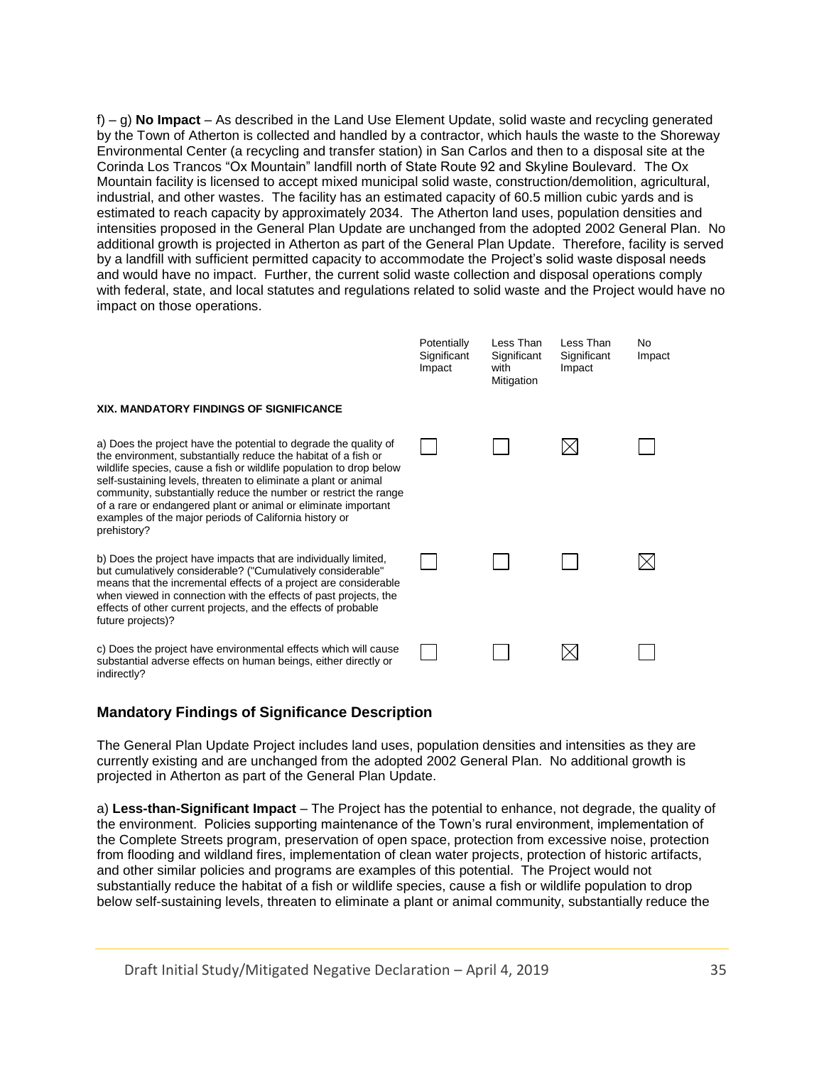f) – g) **No Impact** – As described in the Land Use Element Update, solid waste and recycling generated by the Town of Atherton is collected and handled by a contractor, which hauls the waste to the Shoreway Environmental Center (a recycling and transfer station) in San Carlos and then to a disposal site at the Corinda Los Trancos "Ox Mountain" landfill north of State Route 92 and Skyline Boulevard. The Ox Mountain facility is licensed to accept mixed municipal solid waste, construction/demolition, agricultural, industrial, and other wastes. The facility has an estimated capacity of 60.5 million cubic yards and is estimated to reach capacity by approximately 2034. The Atherton land uses, population densities and intensities proposed in the General Plan Update are unchanged from the adopted 2002 General Plan. No additional growth is projected in Atherton as part of the General Plan Update. Therefore, facility is served by a landfill with sufficient permitted capacity to accommodate the Project's solid waste disposal needs and would have no impact. Further, the current solid waste collection and disposal operations comply with federal, state, and local statutes and regulations related to solid waste and the Project would have no impact on those operations.

| | Potentially Significant Impact | Less Than Significant with Mitigation | Less Than Significant Impact | No Impact |
|---|---|---|---|---|
| **XIX. MANDATORY FINDINGS OF SIGNIFICANCE** | | | | |
| a) Does the project have the potential to degrade the quality of the environment, substantially reduce the habitat of a fish or wildlife species, cause a fish or wildlife population to drop below self-sustaining levels, threaten to eliminate a plant or animal community, substantially reduce the number or restrict the range of a rare or endangered plant or animal or eliminate important examples of the major periods of California history or prehistory? | ☐ | ☐ | ☒ | ☐ |
| b) Does the project have impacts that are individually limited, but cumulatively considerable? ("Cumulatively considerable" means that the incremental effects of a project are considerable when viewed in connection with the effects of past projects, the effects of other current projects, and the effects of probable future projects)? | ☐ | ☐ | ☐ | ☒ |
| c) Does the project have environmental effects which will cause substantial adverse effects on human beings, either directly or indirectly? | ☐ | ☐ | ☒ | ☐ |

## Mandatory Findings of Significance Description

The General Plan Update Project includes land uses, population densities and intensities as they are currently existing and are unchanged from the adopted 2002 General Plan. No additional growth is projected in Atherton as part of the General Plan Update.

a) **Less-than-Significant Impact** – The Project has the potential to enhance, not degrade, the quality of the environment. Policies supporting maintenance of the Town's rural environment, implementation of the Complete Streets program, preservation of open space, protection from excessive noise, protection from flooding and wildland fires, implementation of clean water projects, protection of historic artifacts, and other similar policies and programs are examples of this potential. The Project would not substantially reduce the habitat of a fish or wildlife species, cause a fish or wildlife population to drop below self-sustaining levels, threaten to eliminate a plant or animal community, substantially reduce the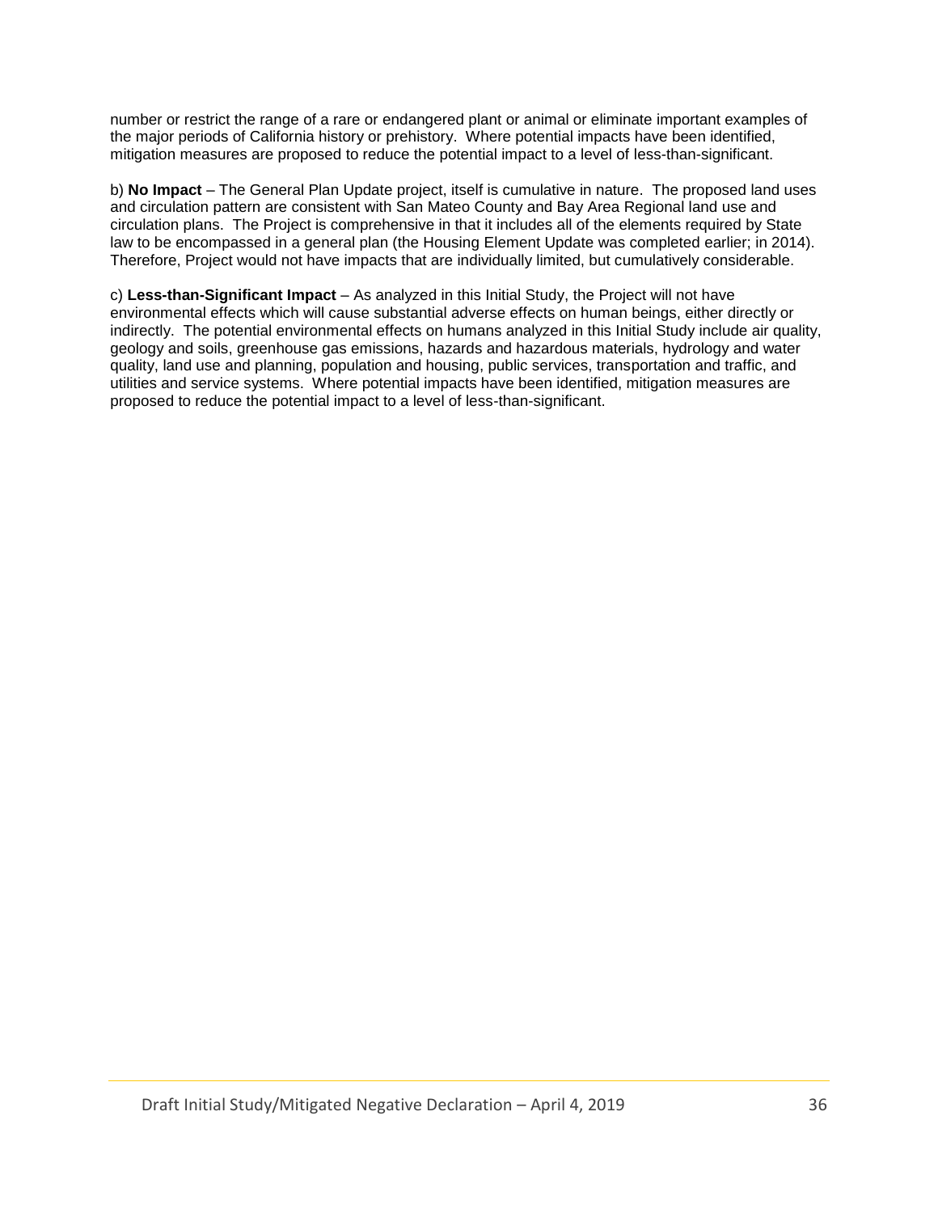number or restrict the range of a rare or endangered plant or animal or eliminate important examples of the major periods of California history or prehistory. Where potential impacts have been identified, mitigation measures are proposed to reduce the potential impact to a level of less-than-significant.

b) **No Impact** – The General Plan Update project, itself is cumulative in nature. The proposed land uses and circulation pattern are consistent with San Mateo County and Bay Area Regional land use and circulation plans. The Project is comprehensive in that it includes all of the elements required by State law to be encompassed in a general plan (the Housing Element Update was completed earlier; in 2014). Therefore, Project would not have impacts that are individually limited, but cumulatively considerable.

c) **Less-than-Significant Impact** – As analyzed in this Initial Study, the Project will not have environmental effects which will cause substantial adverse effects on human beings, either directly or indirectly. The potential environmental effects on humans analyzed in this Initial Study include air quality, geology and soils, greenhouse gas emissions, hazards and hazardous materials, hydrology and water quality, land use and planning, population and housing, public services, transportation and traffic, and utilities and service systems. Where potential impacts have been identified, mitigation measures are proposed to reduce the potential impact to a level of less-than-significant.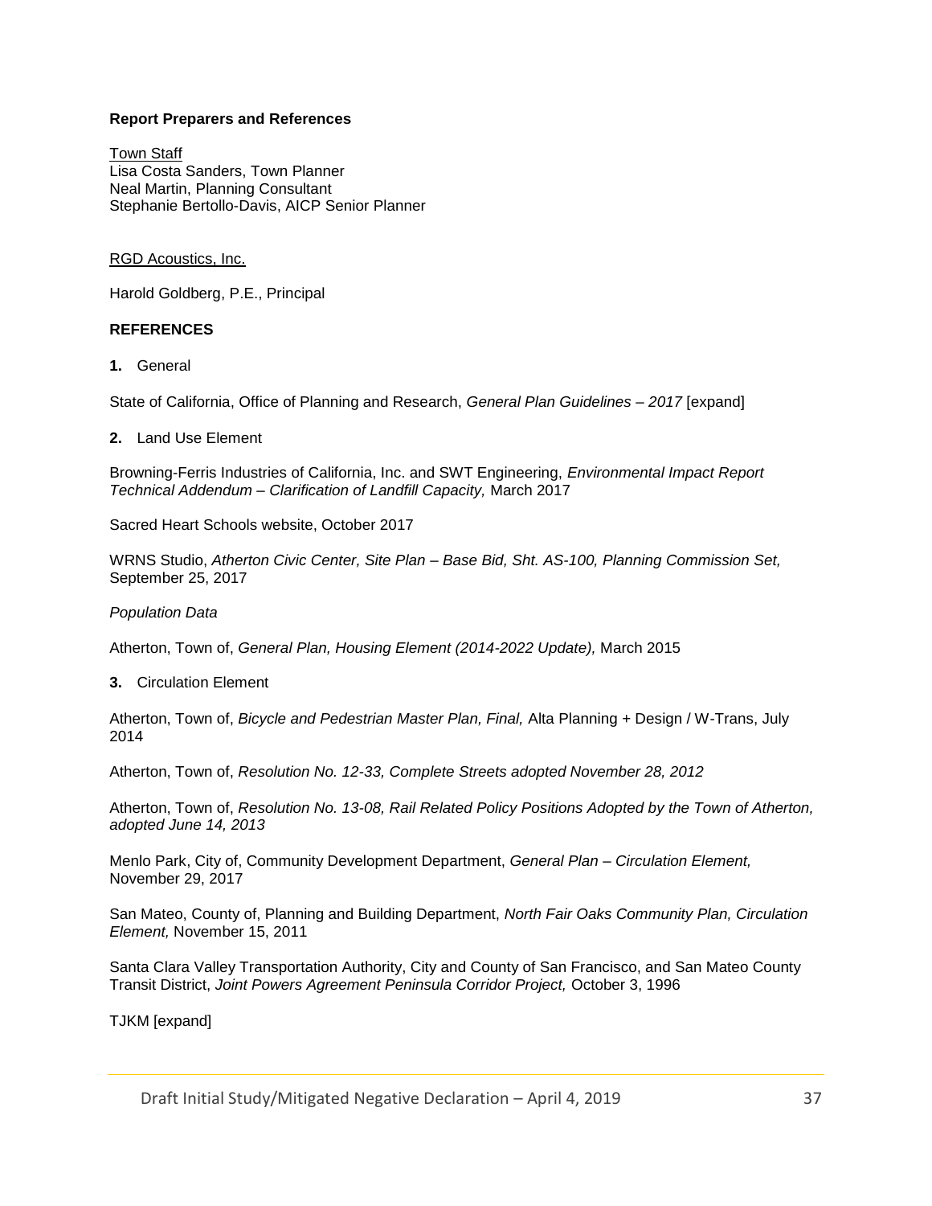**Report Preparers and References**

Town Staff
Lisa Costa Sanders, Town Planner
Neal Martin, Planning Consultant
Stephanie Bertollo-Davis, AICP Senior Planner

RGD Acoustics, Inc.

Harold Goldberg, P.E., Principal

**REFERENCES**

**1.** General

State of California, Office of Planning and Research, *General Plan Guidelines – 2017* [expand]

**2.** Land Use Element

Browning-Ferris Industries of California, Inc. and SWT Engineering, *Environmental Impact Report Technical Addendum – Clarification of Landfill Capacity,* March 2017

Sacred Heart Schools website, October 2017

WRNS Studio, *Atherton Civic Center, Site Plan – Base Bid, Sht. AS-100, Planning Commission Set,* September 25, 2017

*Population Data*

Atherton, Town of, *General Plan, Housing Element (2014-2022 Update),* March 2015

**3.** Circulation Element

Atherton, Town of, *Bicycle and Pedestrian Master Plan, Final,* Alta Planning + Design / W-Trans, July 2014

Atherton, Town of, *Resolution No. 12-33, Complete Streets adopted November 28, 2012*

Atherton, Town of, *Resolution No. 13-08, Rail Related Policy Positions Adopted by the Town of Atherton, adopted June 14, 2013*

Menlo Park, City of, Community Development Department, *General Plan – Circulation Element,* November 29, 2017

San Mateo, County of, Planning and Building Department, *North Fair Oaks Community Plan, Circulation Element,* November 15, 2011

Santa Clara Valley Transportation Authority, City and County of San Francisco, and San Mateo County Transit District, *Joint Powers Agreement Peninsula Corridor Project,* October 3, 1996

TJKM [expand]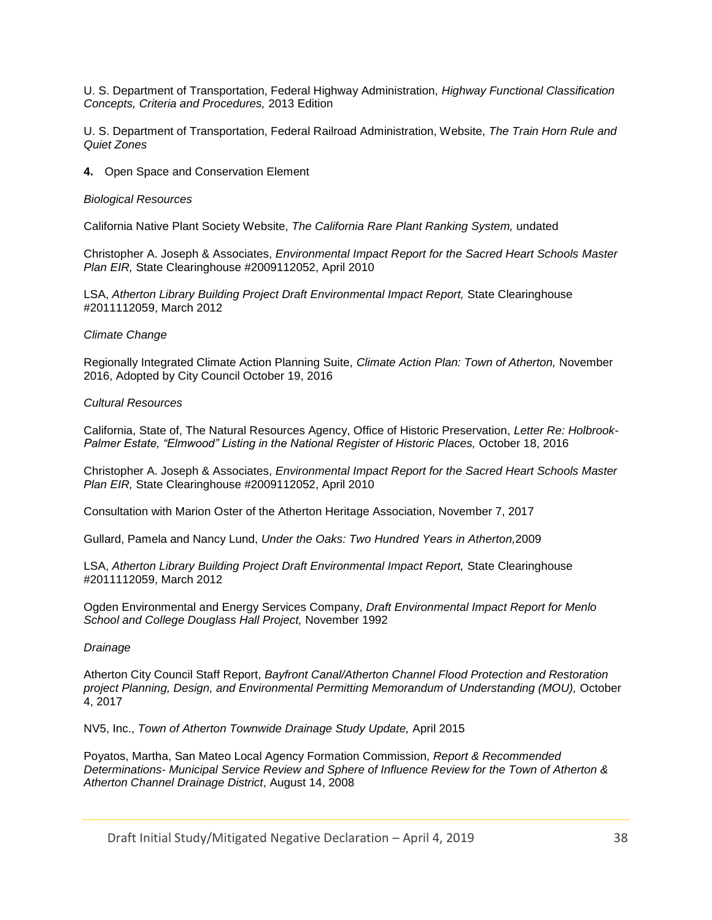U. S. Department of Transportation, Federal Highway Administration, *Highway Functional Classification Concepts, Criteria and Procedures,* 2013 Edition

U. S. Department of Transportation, Federal Railroad Administration, Website, *The Train Horn Rule and Quiet Zones*

**4.** Open Space and Conservation Element

*Biological Resources*

California Native Plant Society Website, *The California Rare Plant Ranking System,* undated

Christopher A. Joseph & Associates, *Environmental Impact Report for the Sacred Heart Schools Master Plan EIR,* State Clearinghouse #2009112052, April 2010

LSA, *Atherton Library Building Project Draft Environmental Impact Report,* State Clearinghouse #2011112059, March 2012

*Climate Change*

Regionally Integrated Climate Action Planning Suite, *Climate Action Plan: Town of Atherton,* November 2016, Adopted by City Council October 19, 2016

*Cultural Resources*

California, State of, The Natural Resources Agency, Office of Historic Preservation, *Letter Re: Holbrook-Palmer Estate, "Elmwood" Listing in the National Register of Historic Places,* October 18, 2016

Christopher A. Joseph & Associates, *Environmental Impact Report for the Sacred Heart Schools Master Plan EIR,* State Clearinghouse #2009112052, April 2010

Consultation with Marion Oster of the Atherton Heritage Association, November 7, 2017

Gullard, Pamela and Nancy Lund, *Under the Oaks: Two Hundred Years in Atherton,*2009

LSA, *Atherton Library Building Project Draft Environmental Impact Report,* State Clearinghouse #2011112059, March 2012

Ogden Environmental and Energy Services Company, *Draft Environmental Impact Report for Menlo School and College Douglass Hall Project,* November 1992

*Drainage*

Atherton City Council Staff Report, *Bayfront Canal/Atherton Channel Flood Protection and Restoration project Planning, Design, and Environmental Permitting Memorandum of Understanding (MOU),* October 4, 2017

NV5, Inc., *Town of Atherton Townwide Drainage Study Update,* April 2015

Poyatos, Martha, San Mateo Local Agency Formation Commission, *Report & Recommended Determinations- Municipal Service Review and Sphere of Influence Review for the Town of Atherton & Atherton Channel Drainage District*, August 14, 2008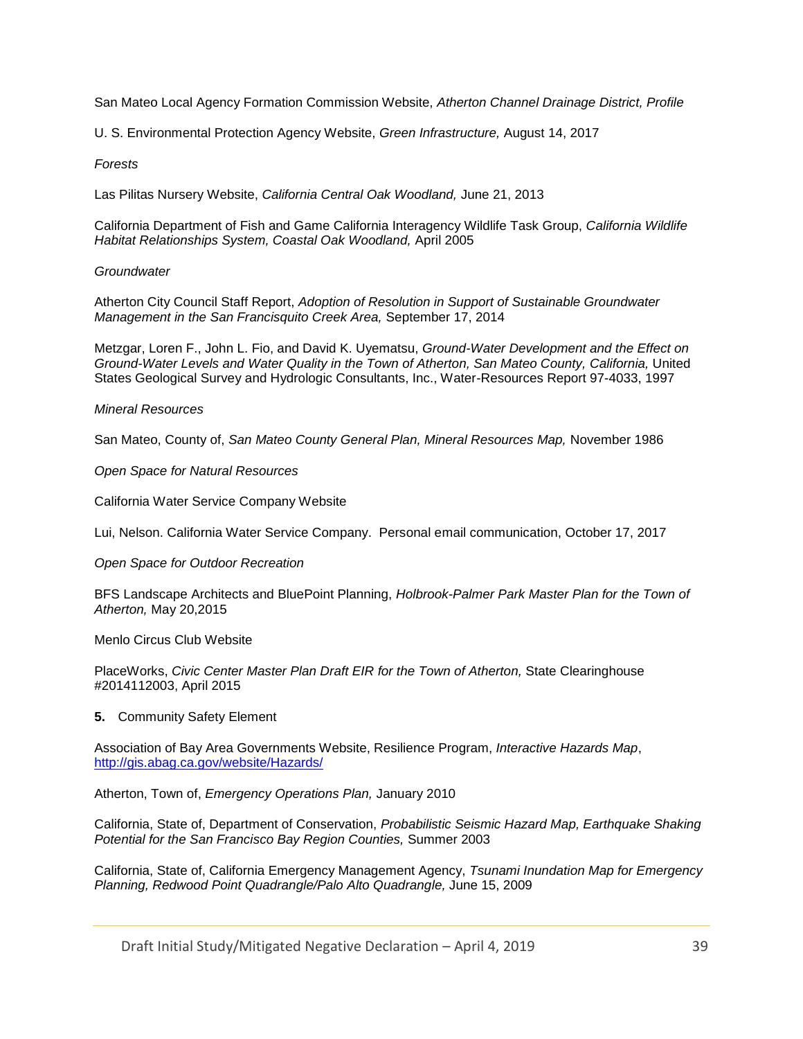San Mateo Local Agency Formation Commission Website, *Atherton Channel Drainage District, Profile*

U. S. Environmental Protection Agency Website, *Green Infrastructure,* August 14, 2017

*Forests*

Las Pilitas Nursery Website, *California Central Oak Woodland,* June 21, 2013

California Department of Fish and Game California Interagency Wildlife Task Group, *California Wildlife Habitat Relationships System, Coastal Oak Woodland,* April 2005

*Groundwater*

Atherton City Council Staff Report, *Adoption of Resolution in Support of Sustainable Groundwater Management in the San Francisquito Creek Area,* September 17, 2014

Metzgar, Loren F., John L. Fio, and David K. Uyematsu, *Ground-Water Development and the Effect on Ground-Water Levels and Water Quality in the Town of Atherton, San Mateo County, California,* United States Geological Survey and Hydrologic Consultants, Inc., Water-Resources Report 97-4033, 1997

*Mineral Resources*

San Mateo, County of, *San Mateo County General Plan, Mineral Resources Map,* November 1986

*Open Space for Natural Resources*

California Water Service Company Website

Lui, Nelson. California Water Service Company. Personal email communication, October 17, 2017

*Open Space for Outdoor Recreation*

BFS Landscape Architects and BluePoint Planning, *Holbrook-Palmer Park Master Plan for the Town of Atherton,* May 20,2015

Menlo Circus Club Website

PlaceWorks, *Civic Center Master Plan Draft EIR for the Town of Atherton,* State Clearinghouse #2014112003, April 2015

**5.** Community Safety Element

Association of Bay Area Governments Website, Resilience Program, *Interactive Hazards Map*, http://gis.abag.ca.gov/website/Hazards/

Atherton, Town of, *Emergency Operations Plan,* January 2010

California, State of, Department of Conservation, *Probabilistic Seismic Hazard Map, Earthquake Shaking Potential for the San Francisco Bay Region Counties,* Summer 2003

California, State of, California Emergency Management Agency, *Tsunami Inundation Map for Emergency Planning, Redwood Point Quadrangle/Palo Alto Quadrangle,* June 15, 2009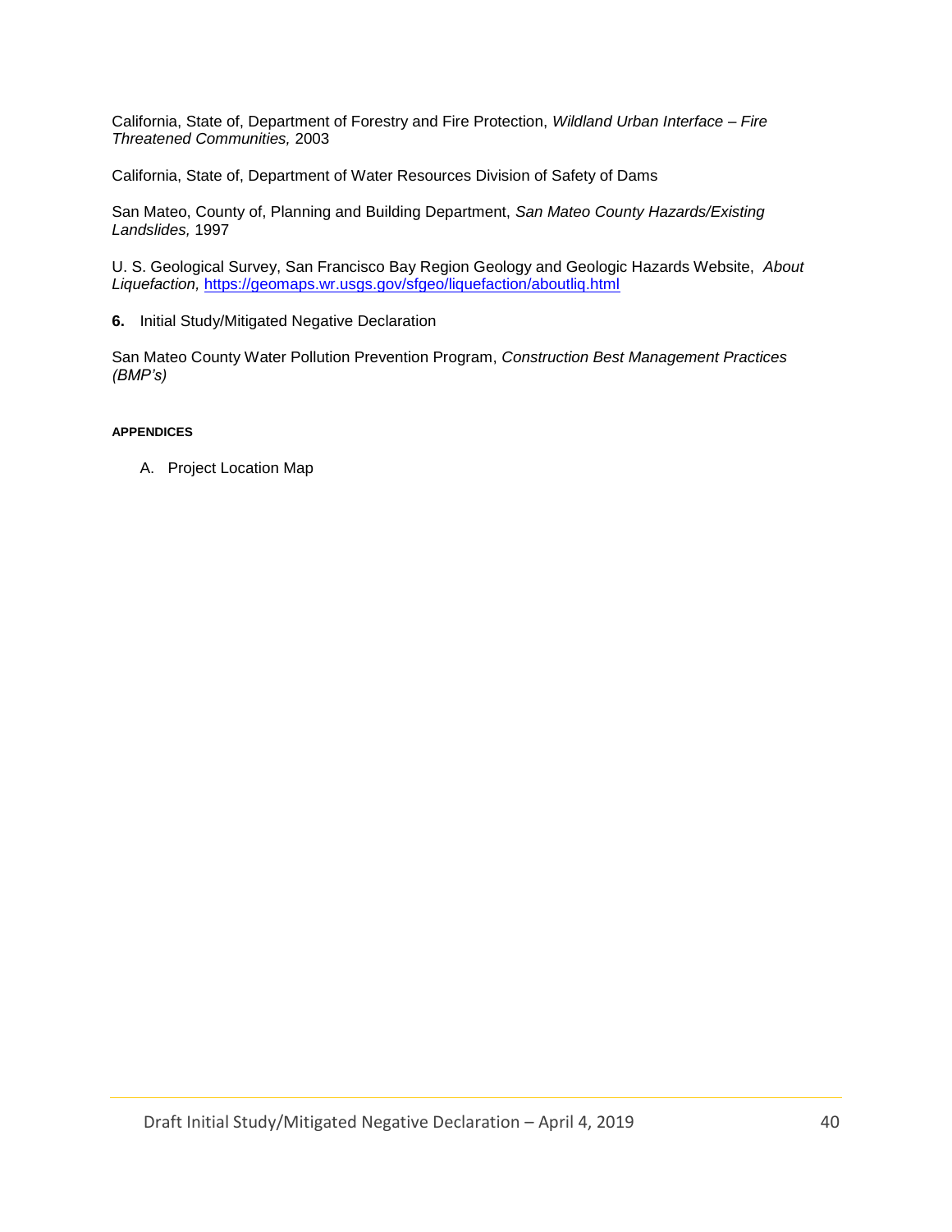California, State of, Department of Forestry and Fire Protection, *Wildland Urban Interface – Fire Threatened Communities,* 2003

California, State of, Department of Water Resources Division of Safety of Dams

San Mateo, County of, Planning and Building Department, *San Mateo County Hazards/Existing Landslides,* 1997

U. S. Geological Survey, San Francisco Bay Region Geology and Geologic Hazards Website, *About Liquefaction,* https://geomaps.wr.usgs.gov/sfgeo/liquefaction/aboutliq.html

**6.** Initial Study/Mitigated Negative Declaration

San Mateo County Water Pollution Prevention Program, *Construction Best Management Practices (BMP's)*

**APPENDICES**

A. Project Location Map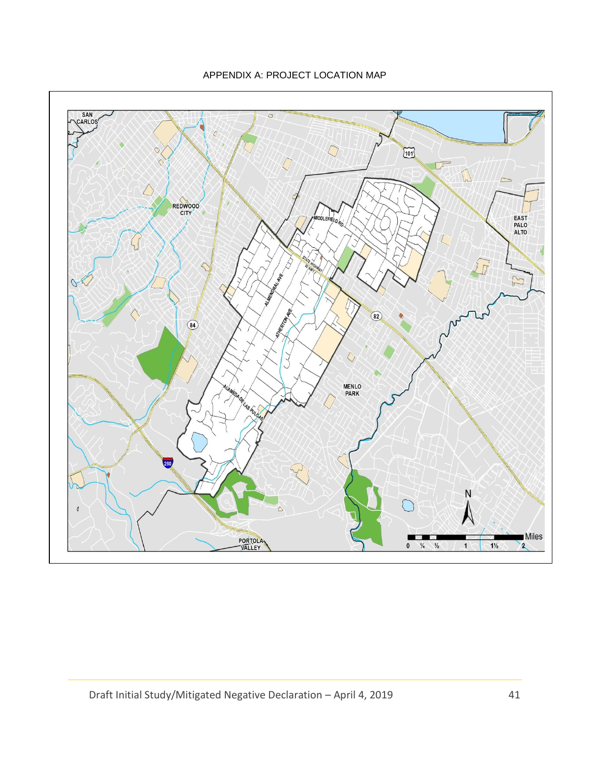APPENDIX A: PROJECT LOCATION MAP

SAN CARLOS

REDWOOD CITY

EAST PALO ALTO

MENLO PARK

PORTOLA VALLEY

MIDDLEFIELD RD

STATE HIGHWAY 82 HWY

ALMENDRAL AVE

ATHERTON AVE

ALAMEDA DE LAS PULGAS

101

84

82

280

N

Miles

0 ¼ ½ 1 1½ 2